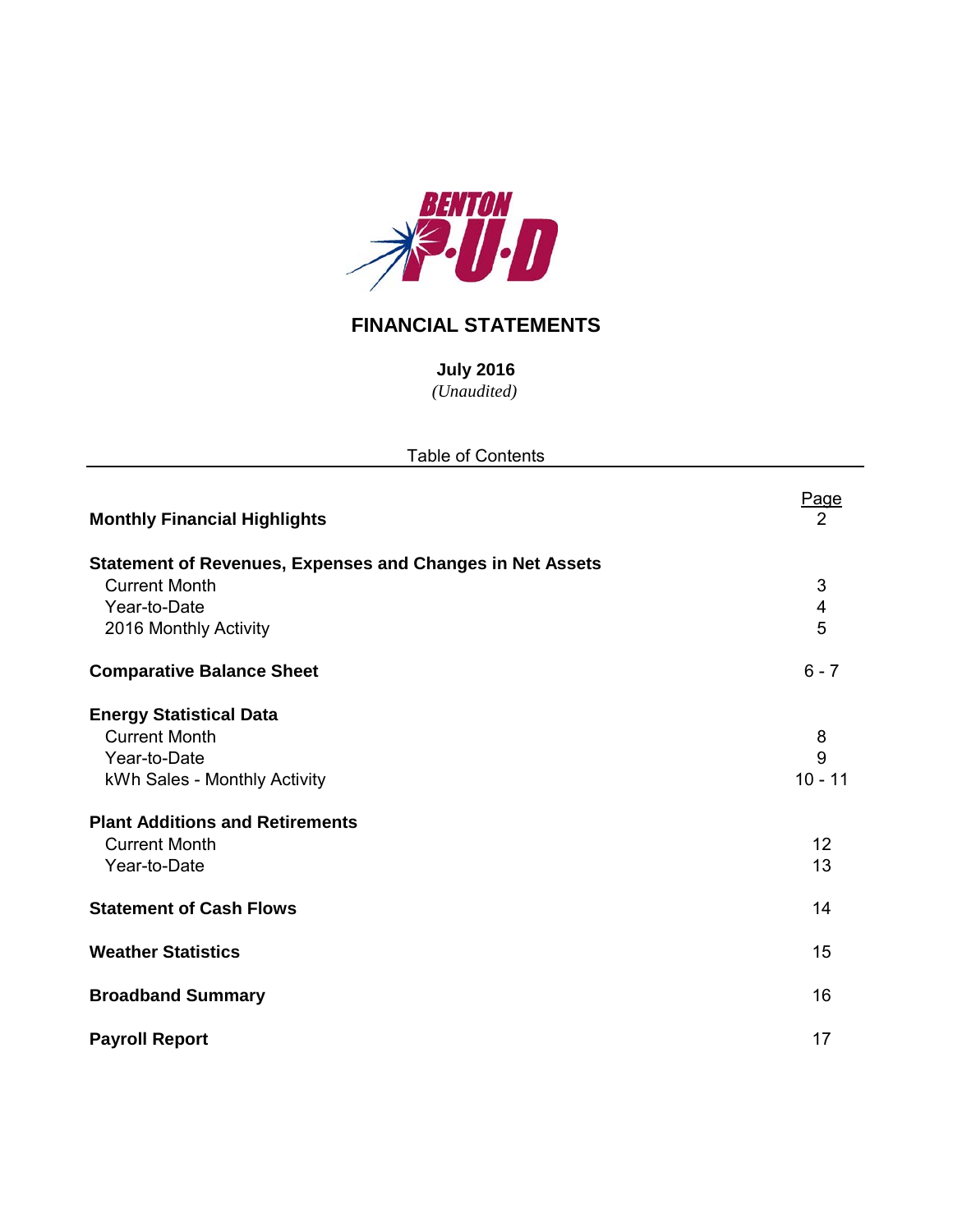BENTON P·U·D

# FINANCIAL STATEMENTS

**July 2016**

*(Unaudited)*

Table of Contents

| | Page |
|---|---|
| **Monthly Financial Highlights** | 2 |
| **Statement of Revenues, Expenses and Changes in Net Assets** | |
| Current Month | 3 |
| Year-to-Date | 4 |
| 2016 Monthly Activity | 5 |
| **Comparative Balance Sheet** | 6 - 7 |
| **Energy Statistical Data** | |
| Current Month | 8 |
| Year-to-Date | 9 |
| kWh Sales - Monthly Activity | 10 - 11 |
| **Plant Additions and Retirements** | |
| Current Month | 12 |
| Year-to-Date | 13 |
| **Statement of Cash Flows** | 14 |
| **Weather Statistics** | 15 |
| **Broadband Summary** | 16 |
| **Payroll Report** | 17 |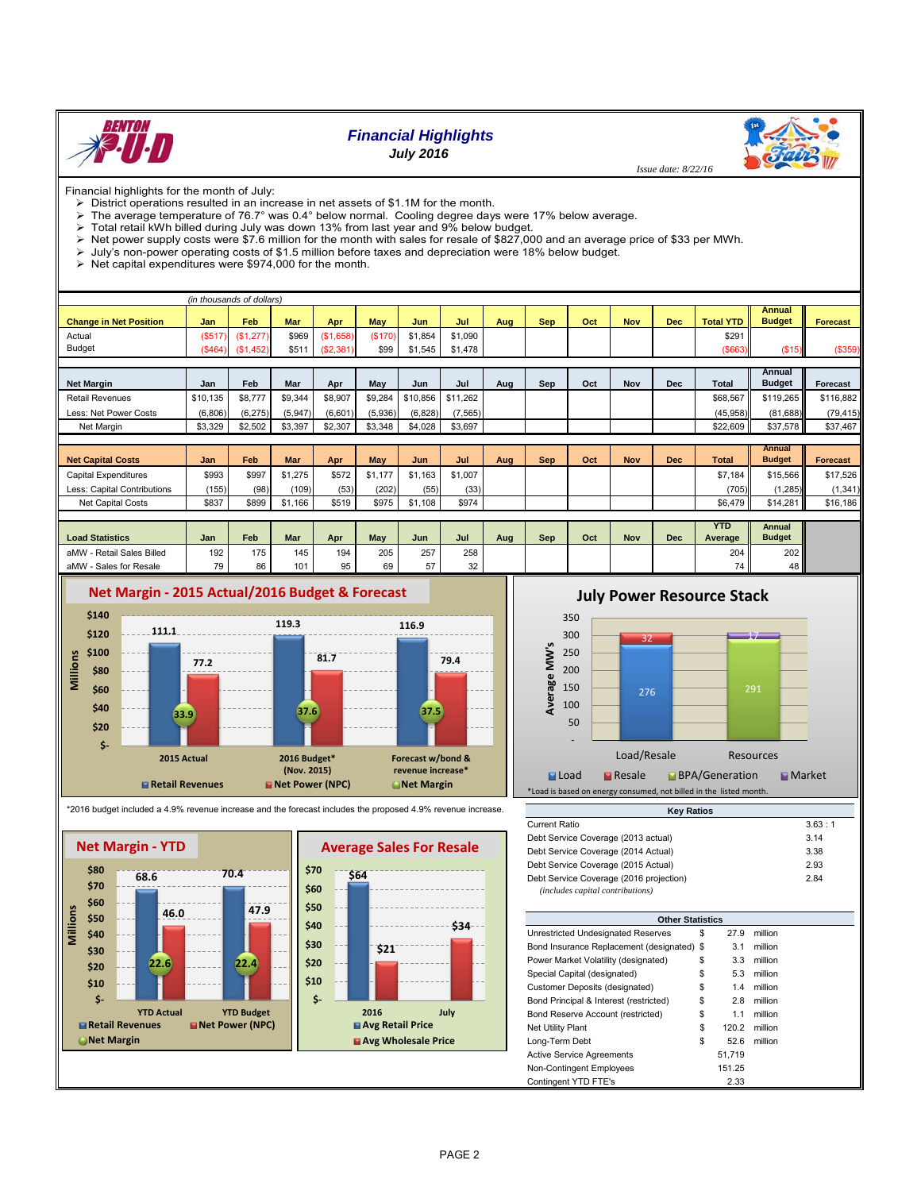# Financial Highlights

**July 2016**

*Issue date: 8/22/16*

Financial highlights for the month of July:

- District operations resulted in an increase in net assets of $1.1M for the month.
- The average temperature of 76.7° was 0.4° below normal. Cooling degree days were 17% below average.
- Total retail kWh billed during July was down 13% from last year and 9% below budget.
- Net power supply costs were $7.6 million for the month with sales for resale of $827,000 and an average price of $33 per MWh.
- July's non-power operating costs of $1.5 million before taxes and depreciation were 18% below budget.
- Net capital expenditures were $974,000 for the month.

*(in thousands of dollars)*

| Change in Net Position | Jan | Feb | Mar | Apr | May | Jun | Jul | Aug | Sep | Oct | Nov | Dec | Total YTD | Annual Budget | Forecast |
|---|---|---|---|---|---|---|---|---|---|---|---|---|---|---|---|
| Actual | ($517) | ($1,277) | $969 | ($1,658) | ($170) | $1,854 | $1,090 | | | | | | $291 | | |
| Budget | ($464) | ($1,452) | $511 | ($2,381) | $99 | $1,545 | $1,478 | | | | | | ($663) | ($15) | ($359) |

| Net Margin | Jan | Feb | Mar | Apr | May | Jun | Jul | Aug | Sep | Oct | Nov | Dec | Total | Annual Budget | Forecast |
|---|---|---|---|---|---|---|---|---|---|---|---|---|---|---|---|
| Retail Revenues | $10,135 | $8,777 | $9,344 | $8,907 | $9,284 | $10,856 | $11,262 | | | | | | $68,567 | $119,265 | $116,882 |
| Less: Net Power Costs | (6,806) | (6,275) | (5,947) | (6,601) | (5,936) | (6,828) | (7,565) | | | | | | (45,958) | (81,688) | (79,415) |
| Net Margin | $3,329 | $2,502 | $3,397 | $2,307 | $3,348 | $4,028 | $3,697 | | | | | | $22,609 | $37,578 | $37,467 |

| Net Capital Costs | Jan | Feb | Mar | Apr | May | Jun | Jul | Aug | Sep | Oct | Nov | Dec | Total | Annual Budget | Forecast |
|---|---|---|---|---|---|---|---|---|---|---|---|---|---|---|---|
| Capital Expenditures | $993 | $997 | $1,275 | $572 | $1,177 | $1,163 | $1,007 | | | | | | $7,184 | $15,566 | $17,526 |
| Less: Capital Contributions | (155) | (98) | (109) | (53) | (202) | (55) | (33) | | | | | | (705) | (1,285) | (1,341) |
| Net Capital Costs | $837 | $899 | $1,166 | $519 | $975 | $1,108 | $974 | | | | | | $6,479 | $14,281 | $16,186 |

| Load Statistics | Jan | Feb | Mar | Apr | May | Jun | Jul | Aug | Sep | Oct | Nov | Dec | YTD Average | Annual Budget |
|---|---|---|---|---|---|---|---|---|---|---|---|---|---|---|
| aMW - Retail Sales Billed | 192 | 175 | 145 | 194 | 205 | 257 | 258 | | | | | | 204 | 202 |
| aMW - Sales for Resale | 79 | 86 | 101 | 95 | 69 | 57 | 32 | | | | | | 74 | 48 |

**Net Margin - 2015 Actual/2016 Budget & Forecast** (Millions)

| | Retail Revenues | Net Power (NPC) | Net Margin |
|---|---|---|---|
| 2015 Actual | 111.1 | 77.2 | 33.9 |
| 2016 Budget* (Nov. 2015) | 119.3 | 81.7 | 37.6 |
| Forecast w/bond & revenue increase* | 116.9 | 79.4 | 37.5 |

*2016 budget included a 4.9% revenue increase and the forecast includes the proposed 4.9% revenue increase.

**July Power Resource Stack** (Average MW's)

| | Load | Resale | BPA/Generation | Market |
|---|---|---|---|---|
| Load/Resale | 276 | 32 | | |
| Resources | | | 291 | 17 |

*Load is based on energy consumed, not billed in the listed month.

**Net Margin - YTD** (Millions)

| | Retail Revenues | Net Power (NPC) | Net Margin |
|---|---|---|---|
| YTD Actual | 68.6 | 46.0 | 22.6 |
| YTD Budget | 70.4 | 47.9 | 22.4 |

**Average Sales For Resale**

| | Avg Retail Price | Avg Wholesale Price |
|---|---|---|
| 2016 | $64 | $21 |
| July | | $34 |

| Key Ratios | |
|---|---|
| Current Ratio | 3.63 : 1 |
| Debt Service Coverage (2013 actual) | 3.14 |
| Debt Service Coverage (2014 Actual) | 3.38 |
| Debt Service Coverage (2015 Actual) | 2.93 |
| Debt Service Coverage (2016 projection) *(includes capital contributions)* | 2.84 |

| Other Statistics | | | |
|---|---|---|---|
| Unrestricted Undesignated Reserves | $ | 27.9 | million |
| Bond Insurance Replacement (designated) | $ | 3.1 | million |
| Power Market Volatility (designated) | $ | 3.3 | million |
| Special Capital (designated) | $ | 5.3 | million |
| Customer Deposits (designated) | $ | 1.4 | million |
| Bond Principal & Interest (restricted) | $ | 2.8 | million |
| Bond Reserve Account (restricted) | $ | 1.1 | million |
| Net Utility Plant | $ | 120.2 | million |
| Long-Term Debt | $ | 52.6 | million |
| Active Service Agreements | | 51,719 | |
| Non-Contingent Employees | | 151.25 | |
| Contingent YTD FTE's | | 2.33 | |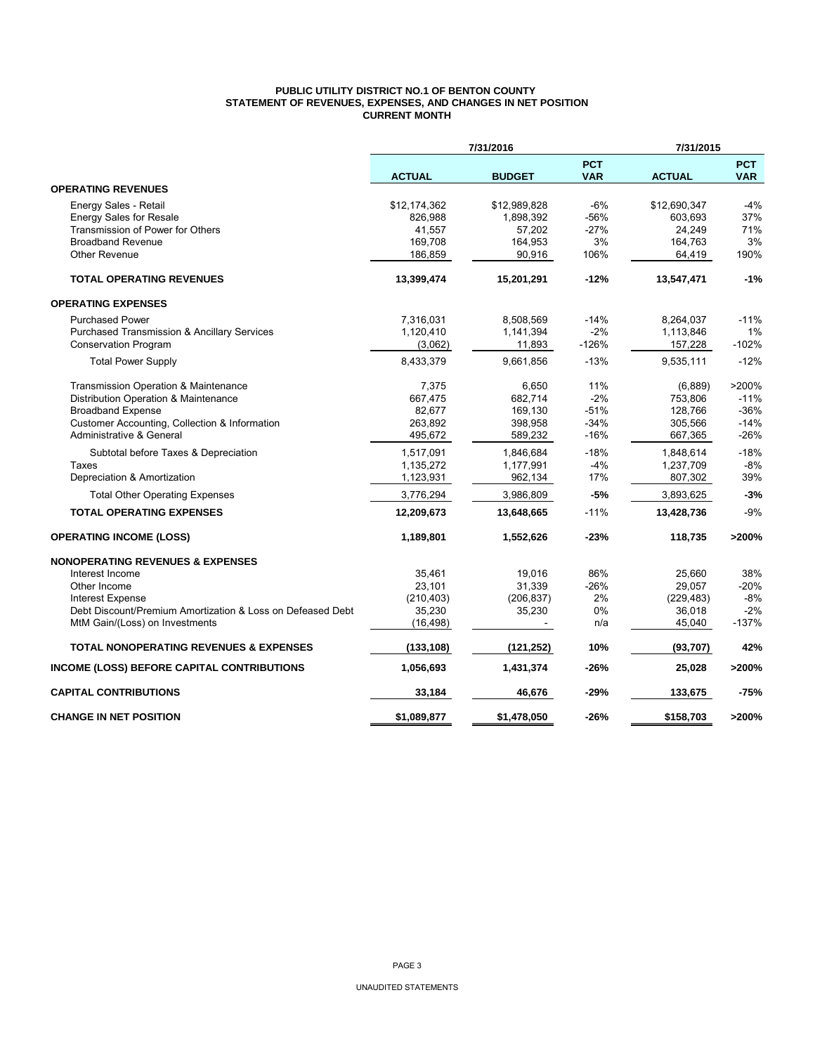**PUBLIC UTILITY DISTRICT NO.1 OF BENTON COUNTY**
**STATEMENT OF REVENUES, EXPENSES, AND CHANGES IN NET POSITION**
**CURRENT MONTH**

| | 7/31/2016 | | | 7/31/2015 | |
|---|---|---|---|---|---|
| | **ACTUAL** | **BUDGET** | **PCT VAR** | **ACTUAL** | **PCT VAR** |
| **OPERATING REVENUES** | | | | | |
| Energy Sales - Retail | $12,174,362 | $12,989,828 | -6% | $12,690,347 | -4% |
| Energy Sales for Resale | 826,988 | 1,898,392 | -56% | 603,693 | 37% |
| Transmission of Power for Others | 41,557 | 57,202 | -27% | 24,249 | 71% |
| Broadband Revenue | 169,708 | 164,953 | 3% | 164,763 | 3% |
| Other Revenue | 186,859 | 90,916 | 106% | 64,419 | 190% |
| **TOTAL OPERATING REVENUES** | **13,399,474** | **15,201,291** | **-12%** | **13,547,471** | **-1%** |
| **OPERATING EXPENSES** | | | | | |
| Purchased Power | 7,316,031 | 8,508,569 | -14% | 8,264,037 | -11% |
| Purchased Transmission & Ancillary Services | 1,120,410 | 1,141,394 | -2% | 1,113,846 | 1% |
| Conservation Program | (3,062) | 11,893 | -126% | 157,228 | -102% |
| Total Power Supply | 8,433,379 | 9,661,856 | -13% | 9,535,111 | -12% |
| Transmission Operation & Maintenance | 7,375 | 6,650 | 11% | (6,889) | >200% |
| Distribution Operation & Maintenance | 667,475 | 682,714 | -2% | 753,806 | -11% |
| Broadband Expense | 82,677 | 169,130 | -51% | 128,766 | -36% |
| Customer Accounting, Collection & Information | 263,892 | 398,958 | -34% | 305,566 | -14% |
| Administrative & General | 495,672 | 589,232 | -16% | 667,365 | -26% |
| Subtotal before Taxes & Depreciation | 1,517,091 | 1,846,684 | -18% | 1,848,614 | -18% |
| Taxes | 1,135,272 | 1,177,991 | -4% | 1,237,709 | -8% |
| Depreciation & Amortization | 1,123,931 | 962,134 | 17% | 807,302 | 39% |
| Total Other Operating Expenses | 3,776,294 | 3,986,809 | **-5%** | 3,893,625 | **-3%** |
| **TOTAL OPERATING EXPENSES** | **12,209,673** | **13,648,665** | -11% | **13,428,736** | -9% |
| **OPERATING INCOME (LOSS)** | **1,189,801** | **1,552,626** | **-23%** | **118,735** | **>200%** |
| **NONOPERATING REVENUES & EXPENSES** | | | | | |
| Interest Income | 35,461 | 19,016 | 86% | 25,660 | 38% |
| Other Income | 23,101 | 31,339 | -26% | 29,057 | -20% |
| Interest Expense | (210,403) | (206,837) | 2% | (229,483) | -8% |
| Debt Discount/Premium Amortization & Loss on Defeased Debt | 35,230 | 35,230 | 0% | 36,018 | -2% |
| MtM Gain/(Loss) on Investments | (16,498) | - | n/a | 45,040 | -137% |
| **TOTAL NONOPERATING REVENUES & EXPENSES** | **(133,108)** | **(121,252)** | **10%** | **(93,707)** | **42%** |
| **INCOME (LOSS) BEFORE CAPITAL CONTRIBUTIONS** | **1,056,693** | **1,431,374** | **-26%** | **25,028** | **>200%** |
| **CAPITAL CONTRIBUTIONS** | **33,184** | **46,676** | **-29%** | **133,675** | **-75%** |
| **CHANGE IN NET POSITION** | **$1,089,877** | **$1,478,050** | **-26%** | **$158,703** | **>200%** |

UNAUDITED STATEMENTS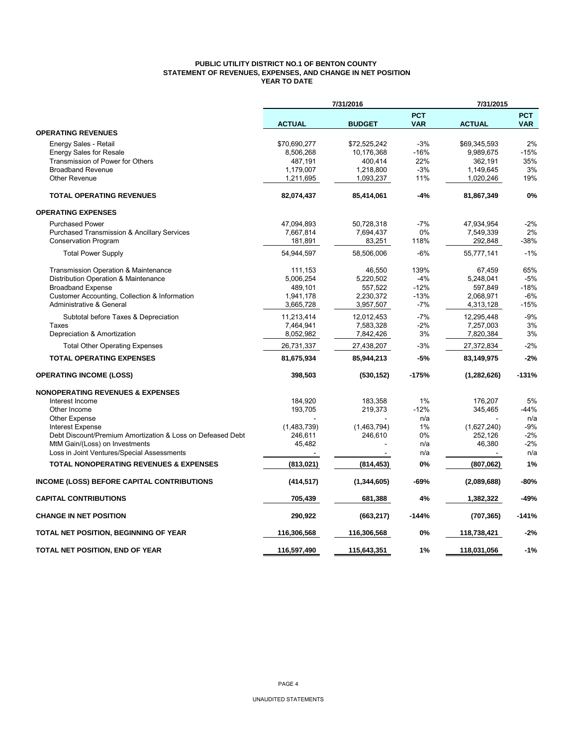**PUBLIC UTILITY DISTRICT NO.1 OF BENTON COUNTY**
**STATEMENT OF REVENUES, EXPENSES, AND CHANGE IN NET POSITION**
**YEAR TO DATE**

| | 7/31/2016 | | | 7/31/2015 | |
|---|---|---|---|---|---|
| | **ACTUAL** | **BUDGET** | **PCT VAR** | **ACTUAL** | **PCT VAR** |
| **OPERATING REVENUES** | | | | | |
| Energy Sales - Retail | $70,690,277 | $72,525,242 | -3% | $69,345,593 | 2% |
| Energy Sales for Resale | 8,506,268 | 10,176,368 | -16% | 9,989,675 | -15% |
| Transmission of Power for Others | 487,191 | 400,414 | 22% | 362,191 | 35% |
| Broadband Revenue | 1,179,007 | 1,218,800 | -3% | 1,149,645 | 3% |
| Other Revenue | 1,211,695 | 1,093,237 | 11% | 1,020,246 | 19% |
| **TOTAL OPERATING REVENUES** | **82,074,437** | **85,414,061** | **-4%** | **81,867,349** | **0%** |
| **OPERATING EXPENSES** | | | | | |
| Purchased Power | 47,094,893 | 50,728,318 | -7% | 47,934,954 | -2% |
| Purchased Transmission & Ancillary Services | 7,667,814 | 7,694,437 | 0% | 7,549,339 | 2% |
| Conservation Program | 181,891 | 83,251 | 118% | 292,848 | -38% |
| Total Power Supply | 54,944,597 | 58,506,006 | -6% | 55,777,141 | -1% |
| Transmission Operation & Maintenance | 111,153 | 46,550 | 139% | 67,459 | 65% |
| Distribution Operation & Maintenance | 5,006,254 | 5,220,502 | -4% | 5,248,041 | -5% |
| Broadband Expense | 489,101 | 557,522 | -12% | 597,849 | -18% |
| Customer Accounting, Collection & Information | 1,941,178 | 2,230,372 | -13% | 2,068,971 | -6% |
| Administrative & General | 3,665,728 | 3,957,507 | -7% | 4,313,128 | -15% |
| Subtotal before Taxes & Depreciation | 11,213,414 | 12,012,453 | -7% | 12,295,448 | -9% |
| Taxes | 7,464,941 | 7,583,328 | -2% | 7,257,003 | 3% |
| Depreciation & Amortization | 8,052,982 | 7,842,426 | 3% | 7,820,384 | 3% |
| Total Other Operating Expenses | 26,731,337 | 27,438,207 | -3% | 27,372,834 | -2% |
| **TOTAL OPERATING EXPENSES** | **81,675,934** | **85,944,213** | **-5%** | **83,149,975** | **-2%** |
| **OPERATING INCOME (LOSS)** | **398,503** | **(530,152)** | **-175%** | **(1,282,626)** | **-131%** |
| **NONOPERATING REVENUES & EXPENSES** | | | | | |
| Interest Income | 184,920 | 183,358 | 1% | 176,207 | 5% |
| Other Income | 193,705 | 219,373 | -12% | 345,465 | -44% |
| Other Expense | - | - | n/a | - | n/a |
| Interest Expense | (1,483,739) | (1,463,794) | 1% | (1,627,240) | -9% |
| Debt Discount/Premium Amortization & Loss on Defeased Debt | 246,611 | 246,610 | 0% | 252,126 | -2% |
| MtM Gain/(Loss) on Investments | 45,482 | - | n/a | 46,380 | -2% |
| Loss in Joint Ventures/Special Assessments | - | - | n/a | - | n/a |
| **TOTAL NONOPERATING REVENUES & EXPENSES** | **(813,021)** | **(814,453)** | **0%** | **(807,062)** | **1%** |
| **INCOME (LOSS) BEFORE CAPITAL CONTRIBUTIONS** | **(414,517)** | **(1,344,605)** | **-69%** | **(2,089,688)** | **-80%** |
| **CAPITAL CONTRIBUTIONS** | **705,439** | **681,388** | **4%** | **1,382,322** | **-49%** |
| **CHANGE IN NET POSITION** | **290,922** | **(663,217)** | **-144%** | **(707,365)** | **-141%** |
| **TOTAL NET POSITION, BEGINNING OF YEAR** | **116,306,568** | **116,306,568** | **0%** | **118,738,421** | **-2%** |
| **TOTAL NET POSITION, END OF YEAR** | **116,597,490** | **115,643,351** | **1%** | **118,031,056** | **-1%** |

UNAUDITED STATEMENTS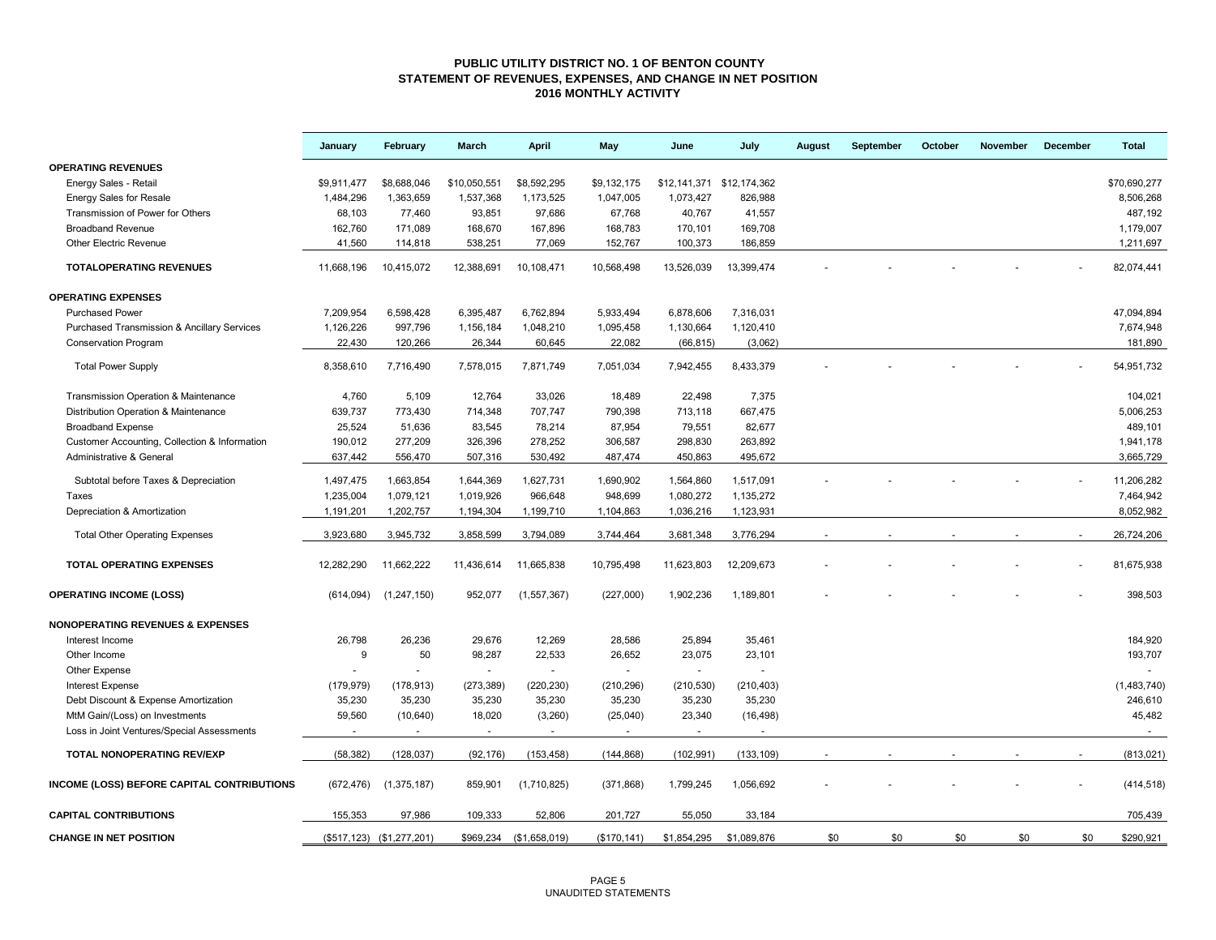# PUBLIC UTILITY DISTRICT NO. 1 OF BENTON COUNTY
## STATEMENT OF REVENUES, EXPENSES, AND CHANGE IN NET POSITION
### 2016 MONTHLY ACTIVITY

| | January | February | March | April | May | June | July | August | September | October | November | December | Total |
|---|---|---|---|---|---|---|---|---|---|---|---|---|---|
| **OPERATING REVENUES** | | | | | | | | | | | | | |
| Energy Sales - Retail | $9,911,477 | $8,688,046 | $10,050,551 | $8,592,295 | $9,132,175 | $12,141,371 | $12,174,362 | | | | | | $70,690,277 |
| Energy Sales for Resale | 1,484,296 | 1,363,659 | 1,537,368 | 1,173,525 | 1,047,005 | 1,073,427 | 826,988 | | | | | | 8,506,268 |
| Transmission of Power for Others | 68,103 | 77,460 | 93,851 | 97,686 | 67,768 | 40,767 | 41,557 | | | | | | 487,192 |
| Broadband Revenue | 162,760 | 171,089 | 168,670 | 167,896 | 168,783 | 170,101 | 169,708 | | | | | | 1,179,007 |
| Other Electric Revenue | 41,560 | 114,818 | 538,251 | 77,069 | 152,767 | 100,373 | 186,859 | | | | | | 1,211,697 |
| **TOTALOPERATING REVENUES** | 11,668,196 | 10,415,072 | 12,388,691 | 10,108,471 | 10,568,498 | 13,526,039 | 13,399,474 | - | - | - | - | - | 82,074,441 |
| **OPERATING EXPENSES** | | | | | | | | | | | | | |
| Purchased Power | 7,209,954 | 6,598,428 | 6,395,487 | 6,762,894 | 5,933,494 | 6,878,606 | 7,316,031 | | | | | | 47,094,894 |
| Purchased Transmission & Ancillary Services | 1,126,226 | 997,796 | 1,156,184 | 1,048,210 | 1,095,458 | 1,130,664 | 1,120,410 | | | | | | 7,674,948 |
| Conservation Program | 22,430 | 120,266 | 26,344 | 60,645 | 22,082 | (66,815) | (3,062) | | | | | | 181,890 |
| Total Power Supply | 8,358,610 | 7,716,490 | 7,578,015 | 7,871,749 | 7,051,034 | 7,942,455 | 8,433,379 | - | - | - | - | - | 54,951,732 |
| Transmission Operation & Maintenance | 4,760 | 5,109 | 12,764 | 33,026 | 18,489 | 22,498 | 7,375 | | | | | | 104,021 |
| Distribution Operation & Maintenance | 639,737 | 773,430 | 714,348 | 707,747 | 790,398 | 713,118 | 667,475 | | | | | | 5,006,253 |
| Broadband Expense | 25,524 | 51,636 | 83,545 | 78,214 | 87,954 | 79,551 | 82,677 | | | | | | 489,101 |
| Customer Accounting, Collection & Information | 190,012 | 277,209 | 326,396 | 278,252 | 306,587 | 298,830 | 263,892 | | | | | | 1,941,178 |
| Administrative & General | 637,442 | 556,470 | 507,316 | 530,492 | 487,474 | 450,863 | 495,672 | | | | | | 3,665,729 |
| Subtotal before Taxes & Depreciation | 1,497,475 | 1,663,854 | 1,644,369 | 1,627,731 | 1,690,902 | 1,564,860 | 1,517,091 | - | - | - | - | - | 11,206,282 |
| Taxes | 1,235,004 | 1,079,121 | 1,019,926 | 966,648 | 948,699 | 1,080,272 | 1,135,272 | | | | | | 7,464,942 |
| Depreciation & Amortization | 1,191,201 | 1,202,757 | 1,194,304 | 1,199,710 | 1,104,863 | 1,036,216 | 1,123,931 | | | | | | 8,052,982 |
| Total Other Operating Expenses | 3,923,680 | 3,945,732 | 3,858,599 | 3,794,089 | 3,744,464 | 3,681,348 | 3,776,294 | - | - | - | - | - | 26,724,206 |
| **TOTAL OPERATING EXPENSES** | 12,282,290 | 11,662,222 | 11,436,614 | 11,665,838 | 10,795,498 | 11,623,803 | 12,209,673 | - | - | - | - | - | 81,675,938 |
| **OPERATING INCOME (LOSS)** | (614,094) | (1,247,150) | 952,077 | (1,557,367) | (227,000) | 1,902,236 | 1,189,801 | - | - | - | - | - | 398,503 |
| **NONOPERATING REVENUES & EXPENSES** | | | | | | | | | | | | | |
| Interest Income | 26,798 | 26,236 | 29,676 | 12,269 | 28,586 | 25,894 | 35,461 | | | | | | 184,920 |
| Other Income | 9 | 50 | 98,287 | 22,533 | 26,652 | 23,075 | 23,101 | | | | | | 193,707 |
| Other Expense | - | - | - | - | - | - | - | | | | | | - |
| Interest Expense | (179,979) | (178,913) | (273,389) | (220,230) | (210,296) | (210,530) | (210,403) | | | | | | (1,483,740) |
| Debt Discount & Expense Amortization | 35,230 | 35,230 | 35,230 | 35,230 | 35,230 | 35,230 | 35,230 | | | | | | 246,610 |
| MtM Gain/(Loss) on Investments | 59,560 | (10,640) | 18,020 | (3,260) | (25,040) | 23,340 | (16,498) | | | | | | 45,482 |
| Loss in Joint Ventures/Special Assessments | - | - | - | - | - | - | - | | | | | | - |
| **TOTAL NONOPERATING REV/EXP** | (58,382) | (128,037) | (92,176) | (153,458) | (144,868) | (102,991) | (133,109) | - | - | - | - | - | (813,021) |
| **INCOME (LOSS) BEFORE CAPITAL CONTRIBUTIONS** | (672,476) | (1,375,187) | 859,901 | (1,710,825) | (371,868) | 1,799,245 | 1,056,692 | - | - | - | - | - | (414,518) |
| **CAPITAL CONTRIBUTIONS** | 155,353 | 97,986 | 109,333 | 52,806 | 201,727 | 55,050 | 33,184 | | | | | | 705,439 |
| **CHANGE IN NET POSITION** | ($517,123) | ($1,277,201) | $969,234 | ($1,658,019) | ($170,141) | $1,854,295 | $1,089,876 | $0 | $0 | $0 | $0 | $0 | $290,921 |

UNAUDITED STATEMENTS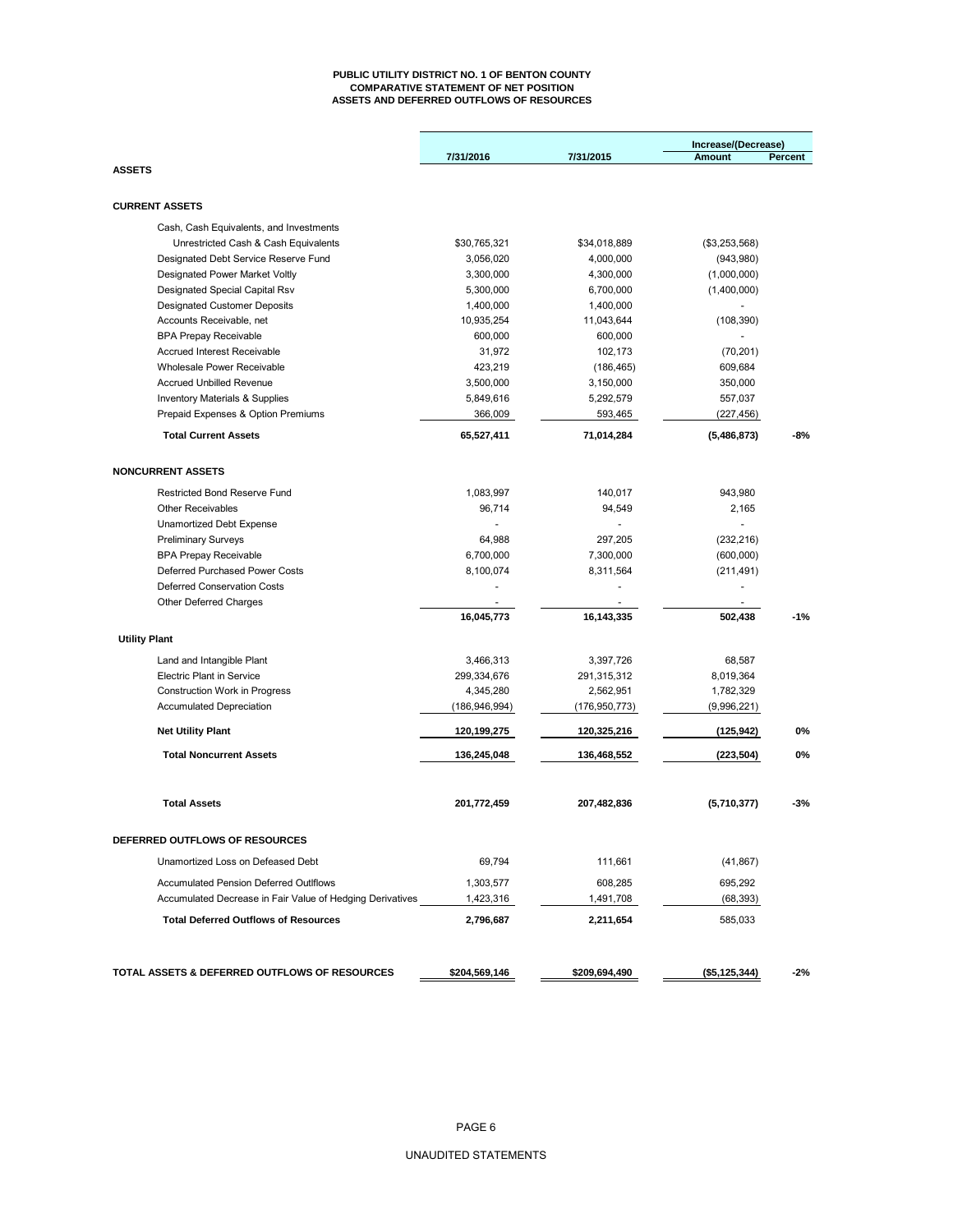# PUBLIC UTILITY DISTRICT NO. 1 OF BENTON COUNTY
## COMPARATIVE STATEMENT OF NET POSITION
## ASSETS AND DEFERRED OUTFLOWS OF RESOURCES

| | 7/31/2016 | 7/31/2015 | Increase/(Decrease) Amount | Percent |
|---|---|---|---|---|
| **ASSETS** | | | | |
| **CURRENT ASSETS** | | | | |
| Cash, Cash Equivalents, and Investments | | | | |
| Unrestricted Cash & Cash Equivalents | $30,765,321 | $34,018,889 | ($3,253,568) | |
| Designated Debt Service Reserve Fund | 3,056,020 | 4,000,000 | (943,980) | |
| Designated Power Market Voltly | 3,300,000 | 4,300,000 | (1,000,000) | |
| Designated Special Capital Rsv | 5,300,000 | 6,700,000 | (1,400,000) | |
| Designated Customer Deposits | 1,400,000 | 1,400,000 | - | |
| Accounts Receivable, net | 10,935,254 | 11,043,644 | (108,390) | |
| BPA Prepay Receivable | 600,000 | 600,000 | - | |
| Accrued Interest Receivable | 31,972 | 102,173 | (70,201) | |
| Wholesale Power Receivable | 423,219 | (186,465) | 609,684 | |
| Accrued Unbilled Revenue | 3,500,000 | 3,150,000 | 350,000 | |
| Inventory Materials & Supplies | 5,849,616 | 5,292,579 | 557,037 | |
| Prepaid Expenses & Option Premiums | 366,009 | 593,465 | (227,456) | |
| **Total Current Assets** | **65,527,411** | **71,014,284** | **(5,486,873)** | **-8%** |
| **NONCURRENT ASSETS** | | | | |
| Restricted Bond Reserve Fund | 1,083,997 | 140,017 | 943,980 | |
| Other Receivables | 96,714 | 94,549 | 2,165 | |
| Unamortized Debt Expense | - | - | - | |
| Preliminary Surveys | 64,988 | 297,205 | (232,216) | |
| BPA Prepay Receivable | 6,700,000 | 7,300,000 | (600,000) | |
| Deferred Purchased Power Costs | 8,100,074 | 8,311,564 | (211,491) | |
| Deferred Conservation Costs | - | - | - | |
| Other Deferred Charges | - | - | - | |
| | **16,045,773** | **16,143,335** | **502,438** | **-1%** |
| **Utility Plant** | | | | |
| Land and Intangible Plant | 3,466,313 | 3,397,726 | 68,587 | |
| Electric Plant in Service | 299,334,676 | 291,315,312 | 8,019,364 | |
| Construction Work in Progress | 4,345,280 | 2,562,951 | 1,782,329 | |
| Accumulated Depreciation | (186,946,994) | (176,950,773) | (9,996,221) | |
| **Net Utility Plant** | **120,199,275** | **120,325,216** | **(125,942)** | **0%** |
| **Total Noncurrent Assets** | **136,245,048** | **136,468,552** | **(223,504)** | **0%** |
| **Total Assets** | **201,772,459** | **207,482,836** | **(5,710,377)** | **-3%** |
| **DEFERRED OUTFLOWS OF RESOURCES** | | | | |
| Unamortized Loss on Defeased Debt | 69,794 | 111,661 | (41,867) | |
| Accumulated Pension Deferred Outlflows | 1,303,577 | 608,285 | 695,292 | |
| Accumulated Decrease in Fair Value of Hedging Derivatives | 1,423,316 | 1,491,708 | (68,393) | |
| **Total Deferred Outflows of Resources** | **2,796,687** | **2,211,654** | 585,033 | |
| **TOTAL ASSETS & DEFERRED OUTFLOWS OF RESOURCES** | **$204,569,146** | **$209,694,490** | **($5,125,344)** | **-2%** |

UNAUDITED STATEMENTS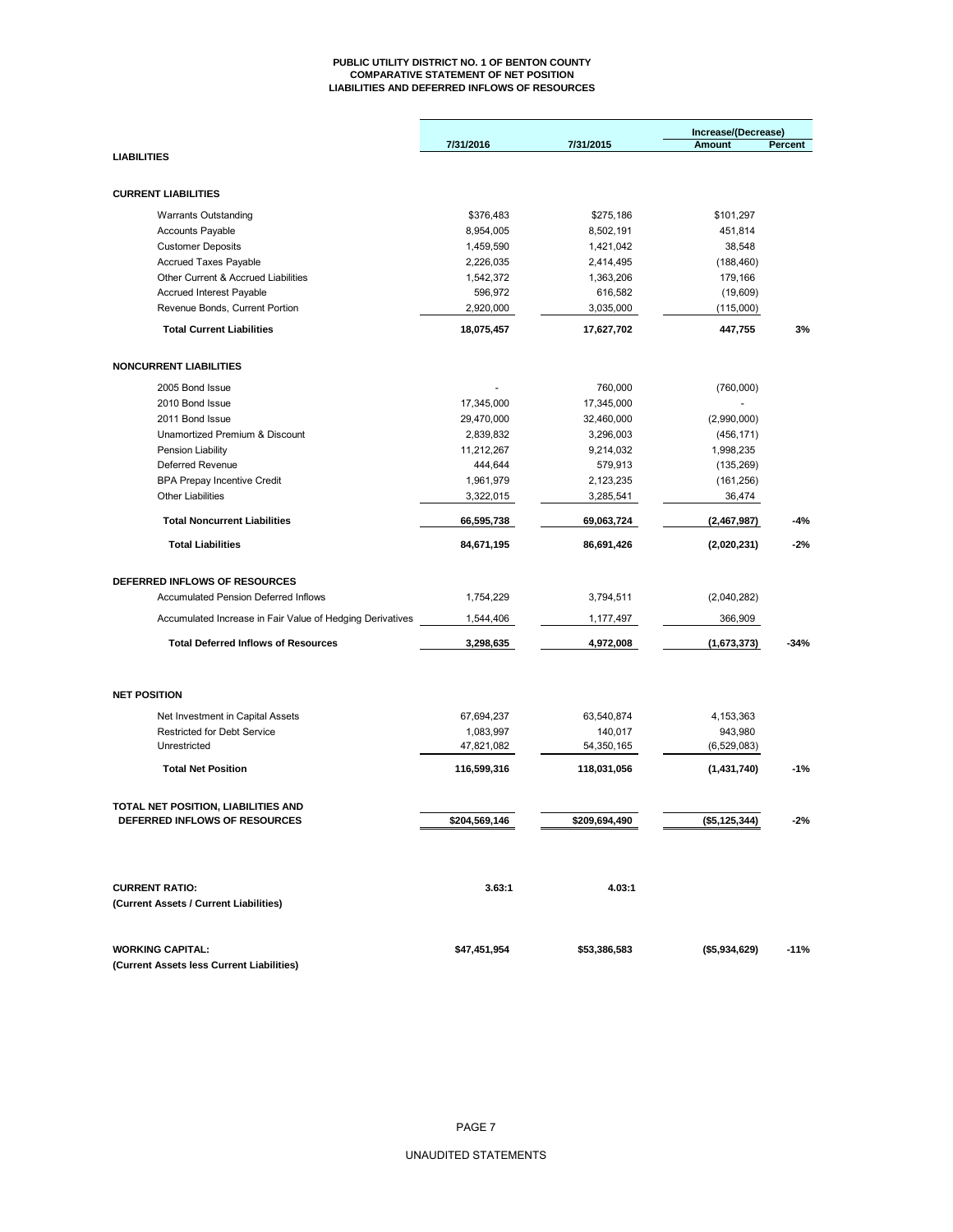# PUBLIC UTILITY DISTRICT NO. 1 OF BENTON COUNTY
## COMPARATIVE STATEMENT OF NET POSITION
## LIABILITIES AND DEFERRED INFLOWS OF RESOURCES

| | 7/31/2016 | 7/31/2015 | Increase/(Decrease) Amount | Percent |
|---|---|---|---|---|
| **LIABILITIES** | | | | |
| **CURRENT LIABILITIES** | | | | |
| Warrants Outstanding | $376,483 | $275,186 | $101,297 | |
| Accounts Payable | 8,954,005 | 8,502,191 | 451,814 | |
| Customer Deposits | 1,459,590 | 1,421,042 | 38,548 | |
| Accrued Taxes Payable | 2,226,035 | 2,414,495 | (188,460) | |
| Other Current & Accrued Liabilities | 1,542,372 | 1,363,206 | 179,166 | |
| Accrued Interest Payable | 596,972 | 616,582 | (19,609) | |
| Revenue Bonds, Current Portion | 2,920,000 | 3,035,000 | (115,000) | |
| **Total Current Liabilities** | **18,075,457** | **17,627,702** | **447,755** | **3%** |
| **NONCURRENT LIABILITIES** | | | | |
| 2005 Bond Issue | - | 760,000 | (760,000) | |
| 2010 Bond Issue | 17,345,000 | 17,345,000 | - | |
| 2011 Bond Issue | 29,470,000 | 32,460,000 | (2,990,000) | |
| Unamortized Premium & Discount | 2,839,832 | 3,296,003 | (456,171) | |
| Pension Liability | 11,212,267 | 9,214,032 | 1,998,235 | |
| Deferred Revenue | 444,644 | 579,913 | (135,269) | |
| BPA Prepay Incentive Credit | 1,961,979 | 2,123,235 | (161,256) | |
| Other Liabilities | 3,322,015 | 3,285,541 | 36,474 | |
| **Total Noncurrent Liabilities** | **66,595,738** | **69,063,724** | **(2,467,987)** | **-4%** |
| **Total Liabilities** | **84,671,195** | **86,691,426** | **(2,020,231)** | **-2%** |
| **DEFERRED INFLOWS OF RESOURCES** | | | | |
| Accumulated Pension Deferred Inflows | 1,754,229 | 3,794,511 | (2,040,282) | |
| Accumulated Increase in Fair Value of Hedging Derivatives | 1,544,406 | 1,177,497 | 366,909 | |
| **Total Deferred Inflows of Resources** | **3,298,635** | **4,972,008** | **(1,673,373)** | **-34%** |
| **NET POSITION** | | | | |
| Net Investment in Capital Assets | 67,694,237 | 63,540,874 | 4,153,363 | |
| Restricted for Debt Service | 1,083,997 | 140,017 | 943,980 | |
| Unrestricted | 47,821,082 | 54,350,165 | (6,529,083) | |
| **Total Net Position** | **116,599,316** | **118,031,056** | **(1,431,740)** | **-1%** |
| **TOTAL NET POSITION, LIABILITIES AND DEFERRED INFLOWS OF RESOURCES** | **$204,569,146** | **$209,694,490** | **($5,125,344)** | **-2%** |
| **CURRENT RATIO:** **(Current Assets / Current Liabilities)** | **3.63:1** | **4.03:1** | | |
| **WORKING CAPITAL:** **(Current Assets less Current Liabilities)** | **$47,451,954** | **$53,386,583** | **($5,934,629)** | **-11%** |

UNAUDITED STATEMENTS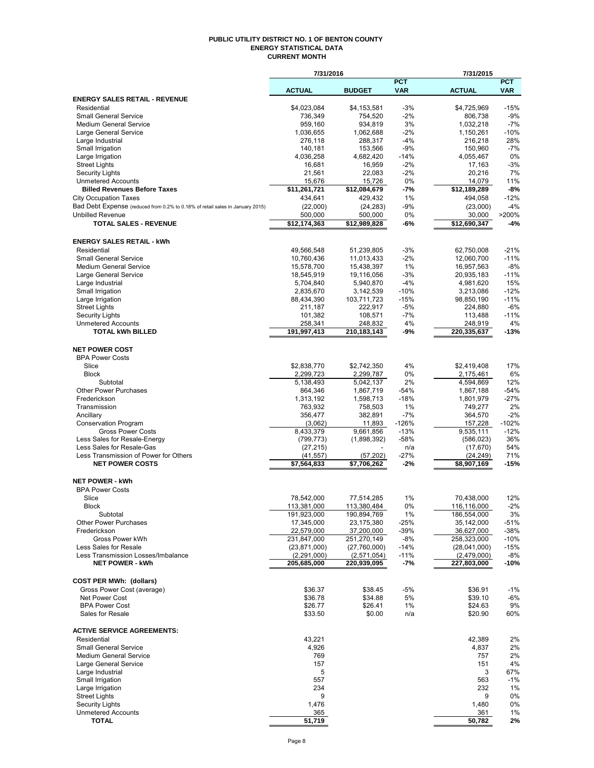# PUBLIC UTILITY DISTRICT NO. 1 OF BENTON COUNTY
## ENERGY STATISTICAL DATA
### CURRENT MONTH

| | 7/31/2016 | | | 7/31/2015 | |
|---|---|---|---|---|---|
| | ACTUAL | BUDGET | PCT VAR | ACTUAL | PCT VAR |
| **ENERGY SALES RETAIL - REVENUE** | | | | | |
| Residential | $4,023,084 | $4,153,581 | -3% | $4,725,969 | -15% |
| Small General Service | 736,349 | 754,520 | -2% | 806,738 | -9% |
| Medium General Service | 959,160 | 934,819 | 3% | 1,032,218 | -7% |
| Large General Service | 1,036,655 | 1,062,688 | -2% | 1,150,261 | -10% |
| Large Industrial | 276,118 | 288,317 | -4% | 216,218 | 28% |
| Small Irrigation | 140,181 | 153,566 | -9% | 150,960 | -7% |
| Large Irrigation | 4,036,258 | 4,682,420 | -14% | 4,055,467 | 0% |
| Street Lights | 16,681 | 16,959 | -2% | 17,163 | -3% |
| Security Lights | 21,561 | 22,083 | -2% | 20,216 | 7% |
| Unmetered Accounts | 15,676 | 15,726 | 0% | 14,079 | 11% |
| **Billed Revenues Before Taxes** | **$11,261,721** | **$12,084,679** | **-7%** | **$12,189,289** | **-8%** |
| City Occupation Taxes | 434,641 | 429,432 | 1% | 494,058 | -12% |
| Bad Debt Expense (reduced from 0.2% to 0.18% of retail sales in January 2015) | (22,000) | (24,283) | -9% | (23,000) | -4% |
| Unbilled Revenue | 500,000 | 500,000 | 0% | 30,000 | >200% |
| **TOTAL SALES - REVENUE** | **$12,174,363** | **$12,989,828** | **-6%** | **$12,690,347** | **-4%** |
| | | | | | |
| **ENERGY SALES RETAIL - kWh** | | | | | |
| Residential | 49,566,548 | 51,239,805 | -3% | 62,750,008 | -21% |
| Small General Service | 10,760,436 | 11,013,433 | -2% | 12,060,700 | -11% |
| Medium General Service | 15,578,700 | 15,438,397 | 1% | 16,957,563 | -8% |
| Large General Service | 18,545,919 | 19,116,056 | -3% | 20,935,183 | -11% |
| Large Industrial | 5,704,840 | 5,940,870 | -4% | 4,981,620 | 15% |
| Small Irrigation | 2,835,670 | 3,142,539 | -10% | 3,213,086 | -12% |
| Large Irrigation | 88,434,390 | 103,711,723 | -15% | 98,850,190 | -11% |
| Street Lights | 211,187 | 222,917 | -5% | 224,880 | -6% |
| Security Lights | 101,382 | 108,571 | -7% | 113,488 | -11% |
| Unmetered Accounts | 258,341 | 248,832 | 4% | 248,919 | 4% |
| **TOTAL kWh BILLED** | **191,997,413** | **210,183,143** | **-9%** | **220,335,637** | **-13%** |
| | | | | | |
| **NET POWER COST** | | | | | |
| BPA Power Costs | | | | | |
| Slice | $2,838,770 | $2,742,350 | 4% | $2,419,408 | 17% |
| Block | 2,299,723 | 2,299,787 | 0% | 2,175,461 | 6% |
| Subtotal | 5,138,493 | 5,042,137 | 2% | 4,594,869 | 12% |
| Other Power Purchases | 864,346 | 1,867,719 | -54% | 1,867,188 | -54% |
| Frederickson | 1,313,192 | 1,598,713 | -18% | 1,801,979 | -27% |
| Transmission | 763,932 | 758,503 | 1% | 749,277 | 2% |
| Ancillary | 356,477 | 382,891 | -7% | 364,570 | -2% |
| Conservation Program | (3,062) | 11,893 | -126% | 157,228 | -102% |
| Gross Power Costs | 8,433,379 | 9,661,856 | -13% | 9,535,111 | -12% |
| Less Sales for Resale-Energy | (799,773) | (1,898,392) | -58% | (586,023) | 36% |
| Less Sales for Resale-Gas | (27,215) | - | n/a | (17,670) | 54% |
| Less Transmission of Power for Others | (41,557) | (57,202) | -27% | (24,249) | 71% |
| **NET POWER COSTS** | **$7,564,833** | **$7,706,262** | **-2%** | **$8,907,169** | **-15%** |
| | | | | | |
| **NET POWER - kWh** | | | | | |
| BPA Power Costs | | | | | |
| Slice | 78,542,000 | 77,514,285 | 1% | 70,438,000 | 12% |
| Block | 113,381,000 | 113,380,484 | 0% | 116,116,000 | -2% |
| Subtotal | 191,923,000 | 190,894,769 | 1% | 186,554,000 | 3% |
| Other Power Purchases | 17,345,000 | 23,175,380 | -25% | 35,142,000 | -51% |
| Frederickson | 22,579,000 | 37,200,000 | -39% | 36,627,000 | -38% |
| Gross Power kWh | 231,847,000 | 251,270,149 | -8% | 258,323,000 | -10% |
| Less Sales for Resale | (23,871,000) | (27,760,000) | -14% | (28,041,000) | -15% |
| Less Transmission Losses/Imbalance | (2,291,000) | (2,571,054) | -11% | (2,479,000) | -8% |
| **NET POWER - kWh** | **205,685,000** | **220,939,095** | **-7%** | **227,803,000** | **-10%** |
| | | | | | |
| **COST PER MWh: (dollars)** | | | | | |
| Gross Power Cost (average) | $36.37 | $38.45 | -5% | $36.91 | -1% |
| Net Power Cost | $36.78 | $34.88 | 5% | $39.10 | -6% |
| BPA Power Cost | $26.77 | $26.41 | 1% | $24.63 | 9% |
| Sales for Resale | $33.50 | $0.00 | n/a | $20.90 | 60% |
| | | | | | |
| **ACTIVE SERVICE AGREEMENTS:** | | | | | |
| Residential | 43,221 | | | 42,389 | 2% |
| Small General Service | 4,926 | | | 4,837 | 2% |
| Medium General Service | 769 | | | 757 | 2% |
| Large General Service | 157 | | | 151 | 4% |
| Large Industrial | 5 | | | 3 | 67% |
| Small Irrigation | 557 | | | 563 | -1% |
| Large Irrigation | 234 | | | 232 | 1% |
| Street Lights | 9 | | | 9 | 0% |
| Security Lights | 1,476 | | | 1,480 | 0% |
| Unmetered Accounts | 365 | | | 361 | 1% |
| **TOTAL** | **51,719** | | | **50,782** | **2%** |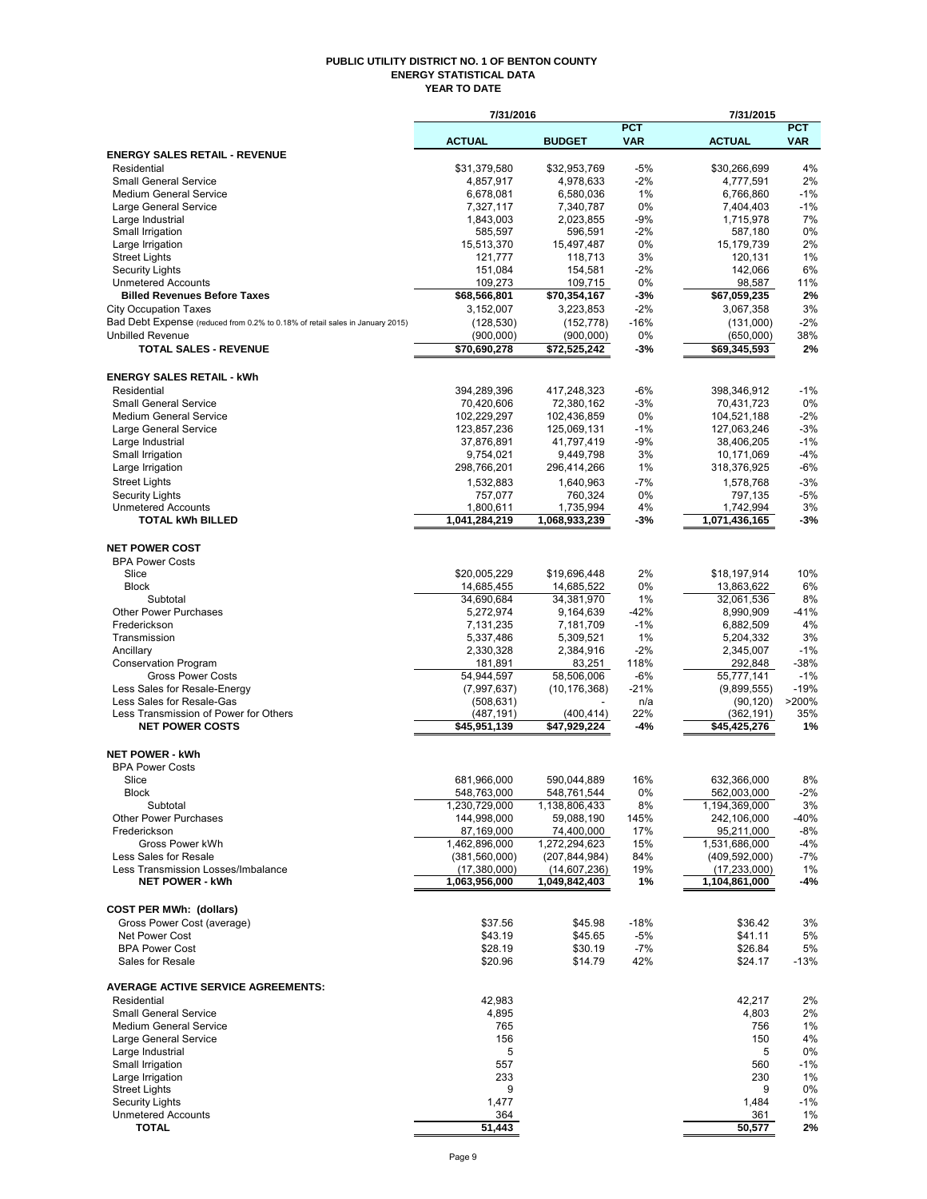# PUBLIC UTILITY DISTRICT NO. 1 OF BENTON COUNTY
## ENERGY STATISTICAL DATA
### YEAR TO DATE

| | 7/31/2016 | | | 7/31/2015 | |
|---|---|---|---|---|---|
| | ACTUAL | BUDGET | PCT VAR | ACTUAL | PCT VAR |
| **ENERGY SALES RETAIL - REVENUE** | | | | | |
| Residential | $31,379,580 | $32,953,769 | -5% | $30,266,699 | 4% |
| Small General Service | 4,857,917 | 4,978,633 | -2% | 4,777,591 | 2% |
| Medium General Service | 6,678,081 | 6,580,036 | 1% | 6,766,860 | -1% |
| Large General Service | 7,327,117 | 7,340,787 | 0% | 7,404,403 | -1% |
| Large Industrial | 1,843,003 | 2,023,855 | -9% | 1,715,978 | 7% |
| Small Irrigation | 585,597 | 596,591 | -2% | 587,180 | 0% |
| Large Irrigation | 15,513,370 | 15,497,487 | 0% | 15,179,739 | 2% |
| Street Lights | 121,777 | 118,713 | 3% | 120,131 | 1% |
| Security Lights | 151,084 | 154,581 | -2% | 142,066 | 6% |
| Unmetered Accounts | 109,273 | 109,715 | 0% | 98,587 | 11% |
| **Billed Revenues Before Taxes** | **$68,566,801** | **$70,354,167** | **-3%** | **$67,059,235** | **2%** |
| City Occupation Taxes | 3,152,007 | 3,223,853 | -2% | 3,067,358 | 3% |
| Bad Debt Expense (reduced from 0.2% to 0.18% of retail sales in January 2015) | (128,530) | (152,778) | -16% | (131,000) | -2% |
| Unbilled Revenue | (900,000) | (900,000) | 0% | (650,000) | 38% |
| **TOTAL SALES - REVENUE** | **$70,690,278** | **$72,525,242** | **-3%** | **$69,345,593** | **2%** |
| **ENERGY SALES RETAIL - kWh** | | | | | |
| Residential | 394,289,396 | 417,248,323 | -6% | 398,346,912 | -1% |
| Small General Service | 70,420,606 | 72,380,162 | -3% | 70,431,723 | 0% |
| Medium General Service | 102,229,297 | 102,436,859 | 0% | 104,521,188 | -2% |
| Large General Service | 123,857,236 | 125,069,131 | -1% | 127,063,246 | -3% |
| Large Industrial | 37,876,891 | 41,797,419 | -9% | 38,406,205 | -1% |
| Small Irrigation | 9,754,021 | 9,449,798 | 3% | 10,171,069 | -4% |
| Large Irrigation | 298,766,201 | 296,414,266 | 1% | 318,376,925 | -6% |
| Street Lights | 1,532,883 | 1,640,963 | -7% | 1,578,768 | -3% |
| Security Lights | 757,077 | 760,324 | 0% | 797,135 | -5% |
| Unmetered Accounts | 1,800,611 | 1,735,994 | 4% | 1,742,994 | 3% |
| **TOTAL kWh BILLED** | **1,041,284,219** | **1,068,933,239** | **-3%** | **1,071,436,165** | **-3%** |
| **NET POWER COST** | | | | | |
| BPA Power Costs | | | | | |
| Slice | $20,005,229 | $19,696,448 | 2% | $18,197,914 | 10% |
| Block | 14,685,455 | 14,685,522 | 0% | 13,863,622 | 6% |
| Subtotal | 34,690,684 | 34,381,970 | 1% | 32,061,536 | 8% |
| Other Power Purchases | 5,272,974 | 9,164,639 | -42% | 8,990,909 | -41% |
| Frederickson | 7,131,235 | 7,181,709 | -1% | 6,882,509 | 4% |
| Transmission | 5,337,486 | 5,309,521 | 1% | 5,204,332 | 3% |
| Ancillary | 2,330,328 | 2,384,916 | -2% | 2,345,007 | -1% |
| Conservation Program | 181,891 | 83,251 | 118% | 292,848 | -38% |
| Gross Power Costs | 54,944,597 | 58,506,006 | -6% | 55,777,141 | -1% |
| Less Sales for Resale-Energy | (7,997,637) | (10,176,368) | -21% | (9,899,555) | -19% |
| Less Sales for Resale-Gas | (508,631) | - | n/a | (90,120) | >200% |
| Less Transmission of Power for Others | (487,191) | (400,414) | 22% | (362,191) | 35% |
| **NET POWER COSTS** | **$45,951,139** | **$47,929,224** | **-4%** | **$45,425,276** | **1%** |
| **NET POWER - kWh** | | | | | |
| BPA Power Costs | | | | | |
| Slice | 681,966,000 | 590,044,889 | 16% | 632,366,000 | 8% |
| Block | 548,763,000 | 548,761,544 | 0% | 562,003,000 | -2% |
| Subtotal | 1,230,729,000 | 1,138,806,433 | 8% | 1,194,369,000 | 3% |
| Other Power Purchases | 144,998,000 | 59,088,190 | 145% | 242,106,000 | -40% |
| Frederickson | 87,169,000 | 74,400,000 | 17% | 95,211,000 | -8% |
| Gross Power kWh | 1,462,896,000 | 1,272,294,623 | 15% | 1,531,686,000 | -4% |
| Less Sales for Resale | (381,560,000) | (207,844,984) | 84% | (409,592,000) | -7% |
| Less Transmission Losses/Imbalance | (17,380,000) | (14,607,236) | 19% | (17,233,000) | 1% |
| **NET POWER - kWh** | **1,063,956,000** | **1,049,842,403** | **1%** | **1,104,861,000** | **-4%** |
| **COST PER MWh: (dollars)** | | | | | |
| Gross Power Cost (average) | $37.56 | $45.98 | -18% | $36.42 | 3% |
| Net Power Cost | $43.19 | $45.65 | -5% | $41.11 | 5% |
| BPA Power Cost | $28.19 | $30.19 | -7% | $26.84 | 5% |
| Sales for Resale | $20.96 | $14.79 | 42% | $24.17 | -13% |
| **AVERAGE ACTIVE SERVICE AGREEMENTS:** | | | | | |
| Residential | 42,983 | | | 42,217 | 2% |
| Small General Service | 4,895 | | | 4,803 | 2% |
| Medium General Service | 765 | | | 756 | 1% |
| Large General Service | 156 | | | 150 | 4% |
| Large Industrial | 5 | | | 5 | 0% |
| Small Irrigation | 557 | | | 560 | -1% |
| Large Irrigation | 233 | | | 230 | 1% |
| Street Lights | 9 | | | 9 | 0% |
| Security Lights | 1,477 | | | 1,484 | -1% |
| Unmetered Accounts | 364 | | | 361 | 1% |
| **TOTAL** | **51,443** | | | **50,577** | **2%** |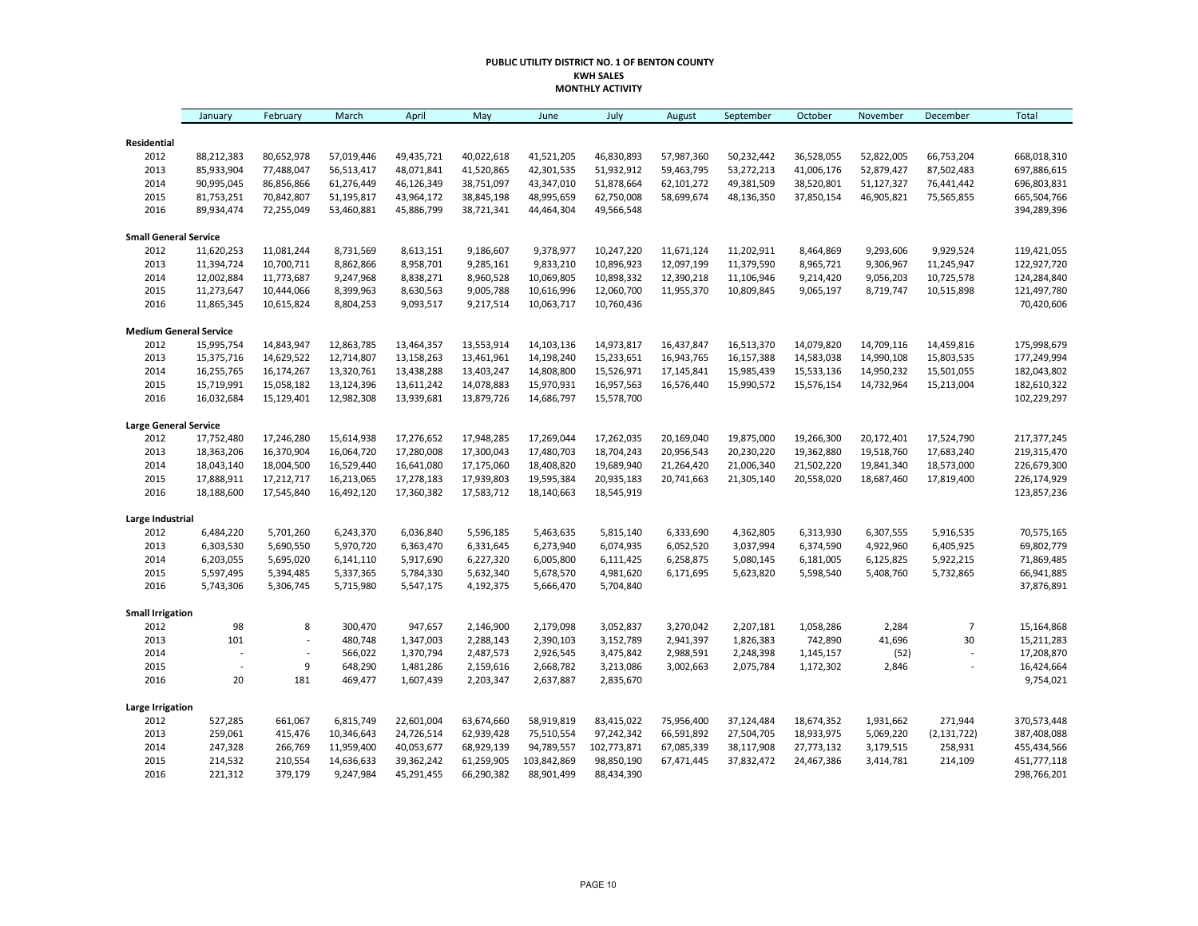**PUBLIC UTILITY DISTRICT NO. 1 OF BENTON COUNTY**
**KWH SALES**
**MONTHLY ACTIVITY**

| | January | February | March | April | May | June | July | August | September | October | November | December | Total |
|---|---|---|---|---|---|---|---|---|---|---|---|---|---|
| **Residential** | | | | | | | | | | | | | |
| 2012 | 88,212,383 | 80,652,978 | 57,019,446 | 49,435,721 | 40,022,618 | 41,521,205 | 46,830,893 | 57,987,360 | 50,232,442 | 36,528,055 | 52,822,005 | 66,753,204 | 668,018,310 |
| 2013 | 85,933,904 | 77,488,047 | 56,513,417 | 48,071,841 | 41,520,865 | 42,301,535 | 51,932,912 | 59,463,795 | 53,272,213 | 41,006,176 | 52,879,427 | 87,502,483 | 697,886,615 |
| 2014 | 90,995,045 | 86,856,866 | 61,276,449 | 46,126,349 | 38,751,097 | 43,347,010 | 51,878,664 | 62,101,272 | 49,381,509 | 38,520,801 | 51,127,327 | 76,441,442 | 696,803,831 |
| 2015 | 81,753,251 | 70,842,807 | 51,195,817 | 43,964,172 | 38,845,198 | 48,995,659 | 62,750,008 | 58,699,674 | 48,136,350 | 37,850,154 | 46,905,821 | 75,565,855 | 665,504,766 |
| 2016 | 89,934,474 | 72,255,049 | 53,460,881 | 45,886,799 | 38,721,341 | 44,464,304 | 49,566,548 | | | | | | 394,289,396 |
| **Small General Service** | | | | | | | | | | | | | |
| 2012 | 11,620,253 | 11,081,244 | 8,731,569 | 8,613,151 | 9,186,607 | 9,378,977 | 10,247,220 | 11,671,124 | 11,202,911 | 8,464,869 | 9,293,606 | 9,929,524 | 119,421,055 |
| 2013 | 11,394,724 | 10,700,711 | 8,862,866 | 8,958,701 | 9,285,161 | 9,833,210 | 10,896,923 | 12,097,199 | 11,379,590 | 8,965,721 | 9,306,967 | 11,245,947 | 122,927,720 |
| 2014 | 12,002,884 | 11,773,687 | 9,247,968 | 8,838,271 | 8,960,528 | 10,069,805 | 10,898,332 | 12,390,218 | 11,106,946 | 9,214,420 | 9,056,203 | 10,725,578 | 124,284,840 |
| 2015 | 11,273,647 | 10,444,066 | 8,399,963 | 8,630,563 | 9,005,788 | 10,616,996 | 12,060,700 | 11,955,370 | 10,809,845 | 9,065,197 | 8,719,747 | 10,515,898 | 121,497,780 |
| 2016 | 11,865,345 | 10,615,824 | 8,804,253 | 9,093,517 | 9,217,514 | 10,063,717 | 10,760,436 | | | | | | 70,420,606 |
| **Medium General Service** | | | | | | | | | | | | | |
| 2012 | 15,995,754 | 14,843,947 | 12,863,785 | 13,464,357 | 13,553,914 | 14,103,136 | 14,973,817 | 16,437,847 | 16,513,370 | 14,079,820 | 14,709,116 | 14,459,816 | 175,998,679 |
| 2013 | 15,375,716 | 14,629,522 | 12,714,807 | 13,158,263 | 13,461,961 | 14,198,240 | 15,233,651 | 16,943,765 | 16,157,388 | 14,583,038 | 14,990,108 | 15,803,535 | 177,249,994 |
| 2014 | 16,255,765 | 16,174,267 | 13,320,761 | 13,438,288 | 13,403,247 | 14,808,800 | 15,526,971 | 17,145,841 | 15,985,439 | 15,533,136 | 14,950,232 | 15,501,055 | 182,043,802 |
| 2015 | 15,719,991 | 15,058,182 | 13,124,396 | 13,611,242 | 14,078,883 | 15,970,931 | 16,957,563 | 16,576,440 | 15,990,572 | 15,576,154 | 14,732,964 | 15,213,004 | 182,610,322 |
| 2016 | 16,032,684 | 15,129,401 | 12,982,308 | 13,939,681 | 13,879,726 | 14,686,797 | 15,578,700 | | | | | | 102,229,297 |
| **Large General Service** | | | | | | | | | | | | | |
| 2012 | 17,752,480 | 17,246,280 | 15,614,938 | 17,276,652 | 17,948,285 | 17,269,044 | 17,262,035 | 20,169,040 | 19,875,000 | 19,266,300 | 20,172,401 | 17,524,790 | 217,377,245 |
| 2013 | 18,363,206 | 16,370,904 | 16,064,720 | 17,280,008 | 17,300,043 | 17,480,703 | 18,704,243 | 20,956,543 | 20,230,220 | 19,362,880 | 19,518,760 | 17,683,240 | 219,315,470 |
| 2014 | 18,043,140 | 18,004,500 | 16,529,440 | 16,641,080 | 17,175,060 | 18,408,820 | 19,689,940 | 21,264,420 | 21,006,340 | 21,502,220 | 19,841,340 | 18,573,000 | 226,679,300 |
| 2015 | 17,888,911 | 17,212,717 | 16,213,065 | 17,278,183 | 17,939,803 | 19,595,384 | 20,935,183 | 20,741,663 | 21,305,140 | 20,558,020 | 18,687,460 | 17,819,400 | 226,174,929 |
| 2016 | 18,188,600 | 17,545,840 | 16,492,120 | 17,360,382 | 17,583,712 | 18,140,663 | 18,545,919 | | | | | | 123,857,236 |
| **Large Industrial** | | | | | | | | | | | | | |
| 2012 | 6,484,220 | 5,701,260 | 6,243,370 | 6,036,840 | 5,596,185 | 5,463,635 | 5,815,140 | 6,333,690 | 4,362,805 | 6,313,930 | 6,307,555 | 5,916,535 | 70,575,165 |
| 2013 | 6,303,530 | 5,690,550 | 5,970,720 | 6,363,470 | 6,331,645 | 6,273,940 | 6,074,935 | 6,052,520 | 3,037,994 | 6,374,590 | 4,922,960 | 6,405,925 | 69,802,779 |
| 2014 | 6,203,055 | 5,695,020 | 6,141,110 | 5,917,690 | 6,227,320 | 6,005,800 | 6,111,425 | 6,258,875 | 5,080,145 | 6,181,005 | 6,125,825 | 5,922,215 | 71,869,485 |
| 2015 | 5,597,495 | 5,394,485 | 5,337,365 | 5,784,330 | 5,632,340 | 5,678,570 | 4,981,620 | 6,171,695 | 5,623,820 | 5,598,540 | 5,408,760 | 5,732,865 | 66,941,885 |
| 2016 | 5,743,306 | 5,306,745 | 5,715,980 | 5,547,175 | 4,192,375 | 5,666,470 | 5,704,840 | | | | | | 37,876,891 |
| **Small Irrigation** | | | | | | | | | | | | | |
| 2012 | 98 | 8 | 300,470 | 947,657 | 2,146,900 | 2,179,098 | 3,052,837 | 3,270,042 | 2,207,181 | 1,058,286 | 2,284 | 7 | 15,164,868 |
| 2013 | 101 | - | 480,748 | 1,347,003 | 2,288,143 | 2,390,103 | 3,152,789 | 2,941,397 | 1,826,383 | 742,890 | 41,696 | 30 | 15,211,283 |
| 2014 | - | - | 566,022 | 1,370,794 | 2,487,573 | 2,926,545 | 3,475,842 | 2,988,591 | 2,248,398 | 1,145,157 | (52) | - | 17,208,870 |
| 2015 | - | 9 | 648,290 | 1,481,286 | 2,159,616 | 2,668,782 | 3,213,086 | 3,002,663 | 2,075,784 | 1,172,302 | 2,846 | - | 16,424,664 |
| 2016 | 20 | 181 | 469,477 | 1,607,439 | 2,203,347 | 2,637,887 | 2,835,670 | | | | | | 9,754,021 |
| **Large Irrigation** | | | | | | | | | | | | | |
| 2012 | 527,285 | 661,067 | 6,815,749 | 22,601,004 | 63,674,660 | 58,919,819 | 83,415,022 | 75,956,400 | 37,124,484 | 18,674,352 | 1,931,662 | 271,944 | 370,573,448 |
| 2013 | 259,061 | 415,476 | 10,346,643 | 24,726,514 | 62,939,428 | 75,510,554 | 97,242,342 | 66,591,892 | 27,504,705 | 18,933,975 | 5,069,220 | (2,131,722) | 387,408,088 |
| 2014 | 247,328 | 266,769 | 11,959,400 | 40,053,677 | 68,929,139 | 94,789,557 | 102,773,871 | 67,085,339 | 38,117,908 | 27,773,132 | 3,179,515 | 258,931 | 455,434,566 |
| 2015 | 214,532 | 210,554 | 14,636,633 | 39,362,242 | 61,259,905 | 103,842,869 | 98,850,190 | 67,471,445 | 37,832,472 | 24,467,386 | 3,414,781 | 214,109 | 451,777,118 |
| 2016 | 221,312 | 379,179 | 9,247,984 | 45,291,455 | 66,290,382 | 88,901,499 | 88,434,390 | | | | | | 298,766,201 |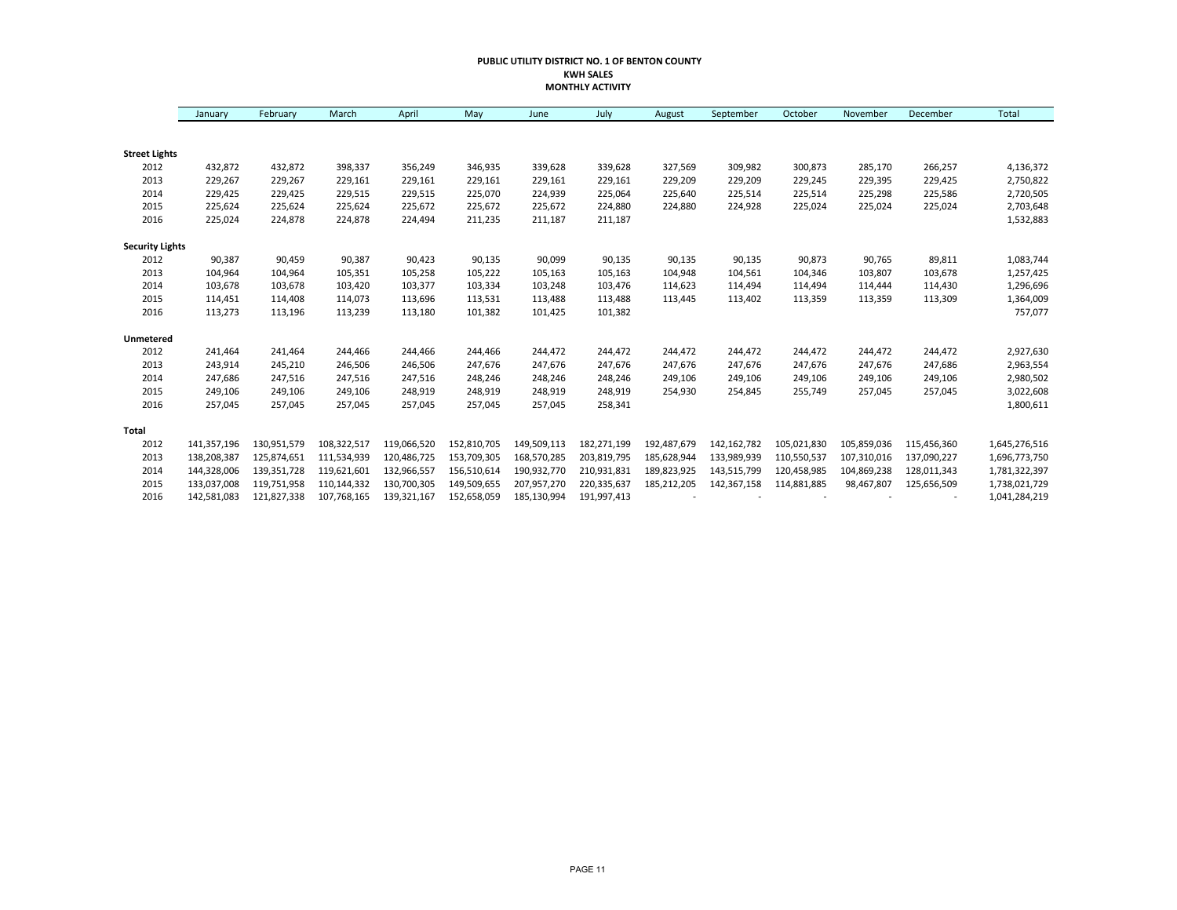**PUBLIC UTILITY DISTRICT NO. 1 OF BENTON COUNTY**
**KWH SALES**
**MONTHLY ACTIVITY**

| | January | February | March | April | May | June | July | August | September | October | November | December | Total |
|---|---|---|---|---|---|---|---|---|---|---|---|---|---|
| **Street Lights** | | | | | | | | | | | | | |
| 2012 | 432,872 | 432,872 | 398,337 | 356,249 | 346,935 | 339,628 | 339,628 | 327,569 | 309,982 | 300,873 | 285,170 | 266,257 | 4,136,372 |
| 2013 | 229,267 | 229,267 | 229,161 | 229,161 | 229,161 | 229,161 | 229,161 | 229,209 | 229,209 | 229,245 | 229,395 | 229,425 | 2,750,822 |
| 2014 | 229,425 | 229,425 | 229,515 | 229,515 | 225,070 | 224,939 | 225,064 | 225,640 | 225,514 | 225,514 | 225,298 | 225,586 | 2,720,505 |
| 2015 | 225,624 | 225,624 | 225,624 | 225,672 | 225,672 | 225,672 | 224,880 | 224,880 | 224,928 | 225,024 | 225,024 | 225,024 | 2,703,648 |
| 2016 | 225,024 | 224,878 | 224,878 | 224,494 | 211,235 | 211,187 | 211,187 | | | | | | 1,532,883 |
| **Security Lights** | | | | | | | | | | | | | |
| 2012 | 90,387 | 90,459 | 90,387 | 90,423 | 90,135 | 90,099 | 90,135 | 90,135 | 90,135 | 90,873 | 90,765 | 89,811 | 1,083,744 |
| 2013 | 104,964 | 104,964 | 105,351 | 105,258 | 105,222 | 105,163 | 105,163 | 104,948 | 104,561 | 104,346 | 103,807 | 103,678 | 1,257,425 |
| 2014 | 103,678 | 103,678 | 103,420 | 103,377 | 103,334 | 103,248 | 103,476 | 114,623 | 114,494 | 114,494 | 114,444 | 114,430 | 1,296,696 |
| 2015 | 114,451 | 114,408 | 114,073 | 113,696 | 113,531 | 113,488 | 113,488 | 113,445 | 113,402 | 113,359 | 113,359 | 113,309 | 1,364,009 |
| 2016 | 113,273 | 113,196 | 113,239 | 113,180 | 101,382 | 101,425 | 101,382 | | | | | | 757,077 |
| **Unmetered** | | | | | | | | | | | | | |
| 2012 | 241,464 | 241,464 | 244,466 | 244,466 | 244,466 | 244,472 | 244,472 | 244,472 | 244,472 | 244,472 | 244,472 | 244,472 | 2,927,630 |
| 2013 | 243,914 | 245,210 | 246,506 | 246,506 | 247,676 | 247,676 | 247,676 | 247,676 | 247,676 | 247,676 | 247,676 | 247,686 | 2,963,554 |
| 2014 | 247,686 | 247,516 | 247,516 | 247,516 | 248,246 | 248,246 | 248,246 | 249,106 | 249,106 | 249,106 | 249,106 | 249,106 | 2,980,502 |
| 2015 | 249,106 | 249,106 | 249,106 | 248,919 | 248,919 | 248,919 | 248,919 | 254,930 | 254,845 | 255,749 | 257,045 | 257,045 | 3,022,608 |
| 2016 | 257,045 | 257,045 | 257,045 | 257,045 | 257,045 | 257,045 | 258,341 | | | | | | 1,800,611 |
| **Total** | | | | | | | | | | | | | |
| 2012 | 141,357,196 | 130,951,579 | 108,322,517 | 119,066,520 | 152,810,705 | 149,509,113 | 182,271,199 | 192,487,679 | 142,162,782 | 105,021,830 | 105,859,036 | 115,456,360 | 1,645,276,516 |
| 2013 | 138,208,387 | 125,874,651 | 111,534,939 | 120,486,725 | 153,709,305 | 168,570,285 | 203,819,795 | 185,628,944 | 133,989,939 | 110,550,537 | 107,310,016 | 137,090,227 | 1,696,773,750 |
| 2014 | 144,328,006 | 139,351,728 | 119,621,601 | 132,966,557 | 156,510,614 | 190,932,770 | 210,931,831 | 189,823,925 | 143,515,799 | 120,458,985 | 104,869,238 | 128,011,343 | 1,781,322,397 |
| 2015 | 133,037,008 | 119,751,958 | 110,144,332 | 130,700,305 | 149,509,655 | 207,957,270 | 220,335,637 | 185,212,205 | 142,367,158 | 114,881,885 | 98,467,807 | 125,656,509 | 1,738,021,729 |
| 2016 | 142,581,083 | 121,827,338 | 107,768,165 | 139,321,167 | 152,658,059 | 185,130,994 | 191,997,413 | - | - | - | - | - | 1,041,284,219 |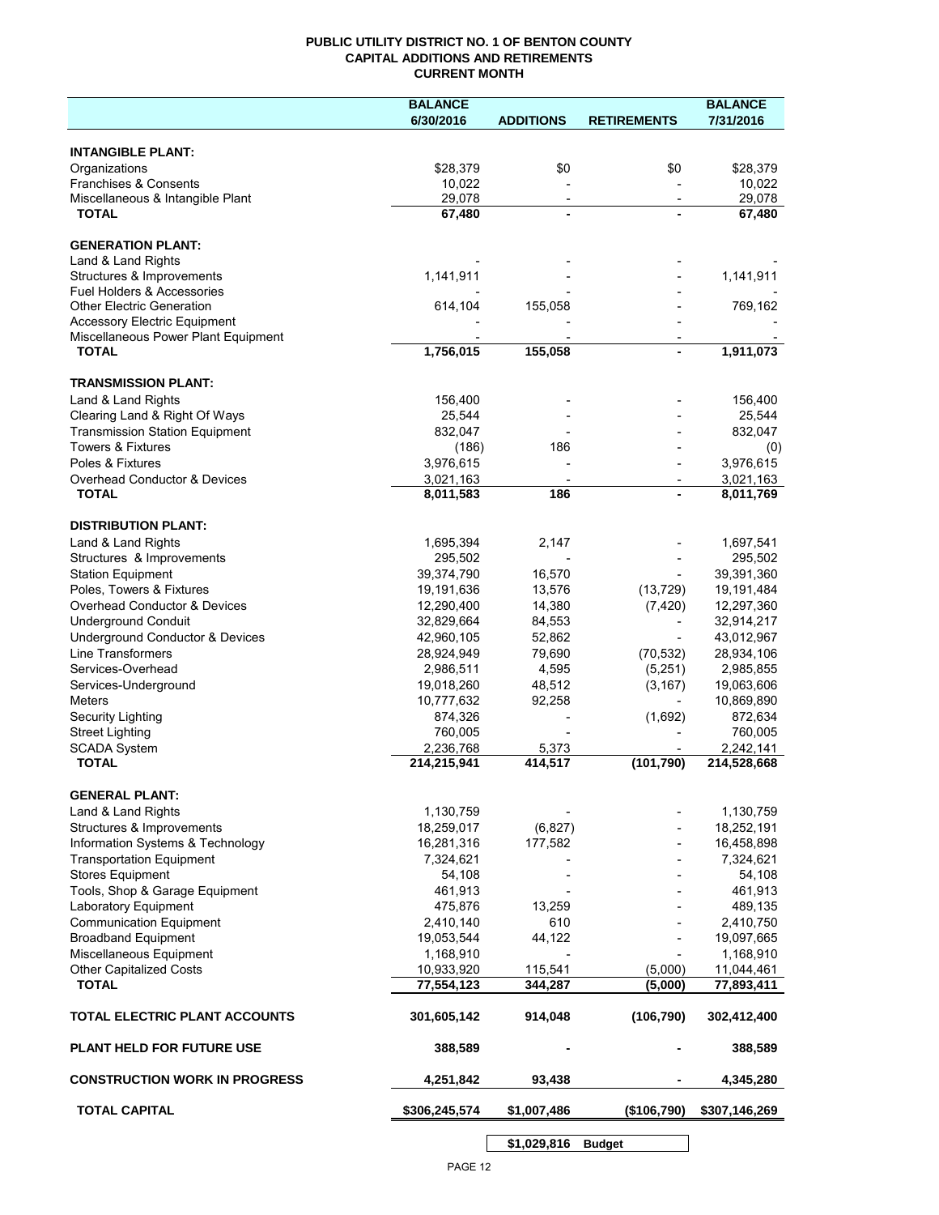# PUBLIC UTILITY DISTRICT NO. 1 OF BENTON COUNTY
## CAPITAL ADDITIONS AND RETIREMENTS
### CURRENT MONTH

| | BALANCE 6/30/2016 | ADDITIONS | RETIREMENTS | BALANCE 7/31/2016 |
|---|---|---|---|---|
| **INTANGIBLE PLANT:** | | | | |
| Organizations | $28,379 | $0 | $0 | $28,379 |
| Franchises & Consents | 10,022 | - | - | 10,022 |
| Miscellaneous & Intangible Plant | 29,078 | - | - | 29,078 |
| **TOTAL** | **67,480** | **-** | **-** | **67,480** |
| **GENERATION PLANT:** | | | | |
| Land & Land Rights | - | - | - | - |
| Structures & Improvements | 1,141,911 | - | - | 1,141,911 |
| Fuel Holders & Accessories | - | - | - | - |
| Other Electric Generation | 614,104 | 155,058 | - | 769,162 |
| Accessory Electric Equipment | - | - | - | - |
| Miscellaneous Power Plant Equipment | - | - | - | - |
| **TOTAL** | **1,756,015** | **155,058** | **-** | **1,911,073** |
| **TRANSMISSION PLANT:** | | | | |
| Land & Land Rights | 156,400 | - | - | 156,400 |
| Clearing Land & Right Of Ways | 25,544 | - | - | 25,544 |
| Transmission Station Equipment | 832,047 | - | - | 832,047 |
| Towers & Fixtures | (186) | 186 | - | (0) |
| Poles & Fixtures | 3,976,615 | - | - | 3,976,615 |
| Overhead Conductor & Devices | 3,021,163 | - | - | 3,021,163 |
| **TOTAL** | **8,011,583** | **186** | **-** | **8,011,769** |
| **DISTRIBUTION PLANT:** | | | | |
| Land & Land Rights | 1,695,394 | 2,147 | - | 1,697,541 |
| Structures & Improvements | 295,502 | - | - | 295,502 |
| Station Equipment | 39,374,790 | 16,570 | - | 39,391,360 |
| Poles, Towers & Fixtures | 19,191,636 | 13,576 | (13,729) | 19,191,484 |
| Overhead Conductor & Devices | 12,290,400 | 14,380 | (7,420) | 12,297,360 |
| Underground Conduit | 32,829,664 | 84,553 | - | 32,914,217 |
| Underground Conductor & Devices | 42,960,105 | 52,862 | - | 43,012,967 |
| Line Transformers | 28,924,949 | 79,690 | (70,532) | 28,934,106 |
| Services-Overhead | 2,986,511 | 4,595 | (5,251) | 2,985,855 |
| Services-Underground | 19,018,260 | 48,512 | (3,167) | 19,063,606 |
| Meters | 10,777,632 | 92,258 | - | 10,869,890 |
| Security Lighting | 874,326 | - | (1,692) | 872,634 |
| Street Lighting | 760,005 | - | - | 760,005 |
| SCADA System | 2,236,768 | 5,373 | - | 2,242,141 |
| **TOTAL** | **214,215,941** | **414,517** | **(101,790)** | **214,528,668** |
| **GENERAL PLANT:** | | | | |
| Land & Land Rights | 1,130,759 | - | - | 1,130,759 |
| Structures & Improvements | 18,259,017 | (6,827) | - | 18,252,191 |
| Information Systems & Technology | 16,281,316 | 177,582 | - | 16,458,898 |
| Transportation Equipment | 7,324,621 | - | - | 7,324,621 |
| Stores Equipment | 54,108 | - | - | 54,108 |
| Tools, Shop & Garage Equipment | 461,913 | - | - | 461,913 |
| Laboratory Equipment | 475,876 | 13,259 | - | 489,135 |
| Communication Equipment | 2,410,140 | 610 | - | 2,410,750 |
| Broadband Equipment | 19,053,544 | 44,122 | - | 19,097,665 |
| Miscellaneous Equipment | 1,168,910 | - | - | 1,168,910 |
| Other Capitalized Costs | 10,933,920 | 115,541 | (5,000) | 11,044,461 |
| **TOTAL** | **77,554,123** | **344,287** | **(5,000)** | **77,893,411** |
| **TOTAL ELECTRIC PLANT ACCOUNTS** | **301,605,142** | **914,048** | **(106,790)** | **302,412,400** |
| **PLANT HELD FOR FUTURE USE** | **388,589** | **-** | **-** | **388,589** |
| **CONSTRUCTION WORK IN PROGRESS** | **4,251,842** | **93,438** | **-** | **4,345,280** |
| **TOTAL CAPITAL** | **$306,245,574** | **$1,007,486** | **($106,790)** | **$307,146,269** |
| | | **$1,029,816** | **Budget** | |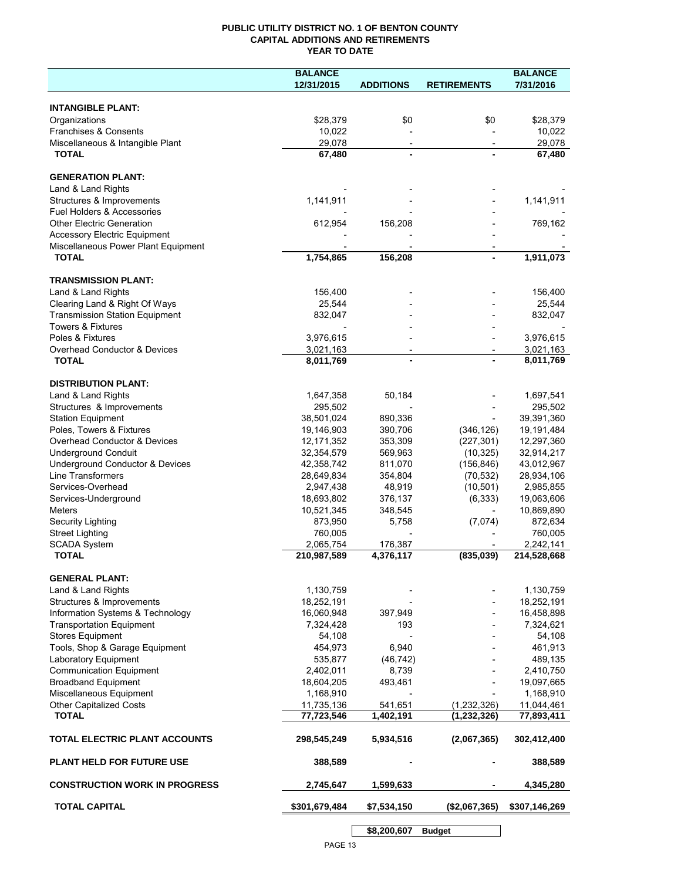# PUBLIC UTILITY DISTRICT NO. 1 OF BENTON COUNTY
## CAPITAL ADDITIONS AND RETIREMENTS
### YEAR TO DATE

| | BALANCE 12/31/2015 | ADDITIONS | RETIREMENTS | BALANCE 7/31/2016 |
|---|---|---|---|---|
| **INTANGIBLE PLANT:** | | | | |
| Organizations | $28,379 | $0 | $0 | $28,379 |
| Franchises & Consents | 10,022 | - | - | 10,022 |
| Miscellaneous & Intangible Plant | 29,078 | - | - | 29,078 |
| **TOTAL** | **67,480** | **-** | **-** | **67,480** |
| **GENERATION PLANT:** | | | | |
| Land & Land Rights | - | - | - | - |
| Structures & Improvements | 1,141,911 | - | - | 1,141,911 |
| Fuel Holders & Accessories | - | - | - | - |
| Other Electric Generation | 612,954 | 156,208 | - | 769,162 |
| Accessory Electric Equipment | - | - | - | - |
| Miscellaneous Power Plant Equipment | - | - | - | - |
| **TOTAL** | **1,754,865** | **156,208** | **-** | **1,911,073** |
| **TRANSMISSION PLANT:** | | | | |
| Land & Land Rights | 156,400 | - | - | 156,400 |
| Clearing Land & Right Of Ways | 25,544 | - | - | 25,544 |
| Transmission Station Equipment | 832,047 | - | - | 832,047 |
| Towers & Fixtures | - | - | - | - |
| Poles & Fixtures | 3,976,615 | - | - | 3,976,615 |
| Overhead Conductor & Devices | 3,021,163 | - | - | 3,021,163 |
| **TOTAL** | **8,011,769** | **-** | **-** | **8,011,769** |
| **DISTRIBUTION PLANT:** | | | | |
| Land & Land Rights | 1,647,358 | 50,184 | - | 1,697,541 |
| Structures & Improvements | 295,502 | - | - | 295,502 |
| Station Equipment | 38,501,024 | 890,336 | - | 39,391,360 |
| Poles, Towers & Fixtures | 19,146,903 | 390,706 | (346,126) | 19,191,484 |
| Overhead Conductor & Devices | 12,171,352 | 353,309 | (227,301) | 12,297,360 |
| Underground Conduit | 32,354,579 | 569,963 | (10,325) | 32,914,217 |
| Underground Conductor & Devices | 42,358,742 | 811,070 | (156,846) | 43,012,967 |
| Line Transformers | 28,649,834 | 354,804 | (70,532) | 28,934,106 |
| Services-Overhead | 2,947,438 | 48,919 | (10,501) | 2,985,855 |
| Services-Underground | 18,693,802 | 376,137 | (6,333) | 19,063,606 |
| Meters | 10,521,345 | 348,545 | - | 10,869,890 |
| Security Lighting | 873,950 | 5,758 | (7,074) | 872,634 |
| Street Lighting | 760,005 | - | - | 760,005 |
| SCADA System | 2,065,754 | 176,387 | - | 2,242,141 |
| **TOTAL** | **210,987,589** | **4,376,117** | **(835,039)** | **214,528,668** |
| **GENERAL PLANT:** | | | | |
| Land & Land Rights | 1,130,759 | - | - | 1,130,759 |
| Structures & Improvements | 18,252,191 | - | - | 18,252,191 |
| Information Systems & Technology | 16,060,948 | 397,949 | - | 16,458,898 |
| Transportation Equipment | 7,324,428 | 193 | - | 7,324,621 |
| Stores Equipment | 54,108 | - | - | 54,108 |
| Tools, Shop & Garage Equipment | 454,973 | 6,940 | - | 461,913 |
| Laboratory Equipment | 535,877 | (46,742) | - | 489,135 |
| Communication Equipment | 2,402,011 | 8,739 | - | 2,410,750 |
| Broadband Equipment | 18,604,205 | 493,461 | - | 19,097,665 |
| Miscellaneous Equipment | 1,168,910 | - | - | 1,168,910 |
| Other Capitalized Costs | 11,735,136 | 541,651 | (1,232,326) | 11,044,461 |
| **TOTAL** | **77,723,546** | **1,402,191** | **(1,232,326)** | **77,893,411** |
| **TOTAL ELECTRIC PLANT ACCOUNTS** | **298,545,249** | **5,934,516** | **(2,067,365)** | **302,412,400** |
| **PLANT HELD FOR FUTURE USE** | **388,589** | **-** | **-** | **388,589** |
| **CONSTRUCTION WORK IN PROGRESS** | **2,745,647** | **1,599,633** | **-** | **4,345,280** |
| **TOTAL CAPITAL** | **$301,679,484** | **$7,534,150** | **($2,067,365)** | **$307,146,269** |

| | |
|---|---|
| **$8,200,607** | **Budget** |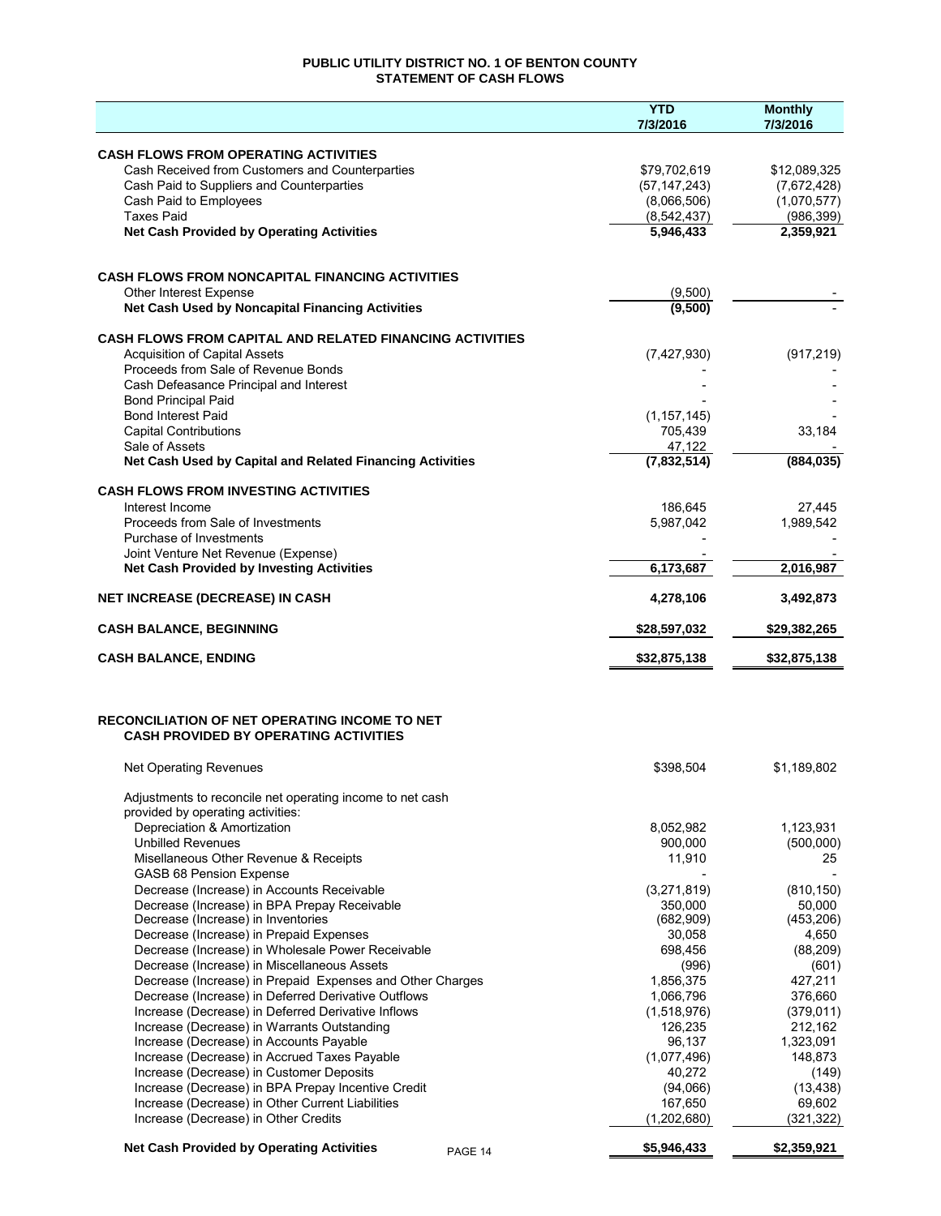# PUBLIC UTILITY DISTRICT NO. 1 OF BENTON COUNTY
## STATEMENT OF CASH FLOWS

| | YTD 7/3/2016 | Monthly 7/3/2016 |
|---|---|---|
| **CASH FLOWS FROM OPERATING ACTIVITIES** | | |
| Cash Received from Customers and Counterparties | $79,702,619 | $12,089,325 |
| Cash Paid to Suppliers and Counterparties | (57,147,243) | (7,672,428) |
| Cash Paid to Employees | (8,066,506) | (1,070,577) |
| Taxes Paid | (8,542,437) | (986,399) |
| **Net Cash Provided by Operating Activities** | **5,946,433** | **2,359,921** |
| **CASH FLOWS FROM NONCAPITAL FINANCING ACTIVITIES** | | |
| Other Interest Expense | (9,500) | - |
| **Net Cash Used by Noncapital Financing Activities** | **(9,500)** | - |
| **CASH FLOWS FROM CAPITAL AND RELATED FINANCING ACTIVITIES** | | |
| Acquisition of Capital Assets | (7,427,930) | (917,219) |
| Proceeds from Sale of Revenue Bonds | - | - |
| Cash Defeasance Principal and Interest | - | - |
| Bond Principal Paid | - | - |
| Bond Interest Paid | (1,157,145) | - |
| Capital Contributions | 705,439 | 33,184 |
| Sale of Assets | 47,122 | - |
| **Net Cash Used by Capital and Related Financing Activities** | **(7,832,514)** | **(884,035)** |
| **CASH FLOWS FROM INVESTING ACTIVITIES** | | |
| Interest Income | 186,645 | 27,445 |
| Proceeds from Sale of Investments | 5,987,042 | 1,989,542 |
| Purchase of Investments | - | - |
| Joint Venture Net Revenue (Expense) | - | - |
| **Net Cash Provided by Investing Activities** | **6,173,687** | **2,016,987** |
| **NET INCREASE (DECREASE) IN CASH** | **4,278,106** | **3,492,873** |
| **CASH BALANCE, BEGINNING** | **$28,597,032** | **$29,382,265** |
| **CASH BALANCE, ENDING** | **$32,875,138** | **$32,875,138** |

## RECONCILIATION OF NET OPERATING INCOME TO NET CASH PROVIDED BY OPERATING ACTIVITIES

| | YTD 7/3/2016 | Monthly 7/3/2016 |
|---|---|---|
| Net Operating Revenues | $398,504 | $1,189,802 |
| Adjustments to reconcile net operating income to net cash provided by operating activities: | | |
| Depreciation & Amortization | 8,052,982 | 1,123,931 |
| Unbilled Revenues | 900,000 | (500,000) |
| Misellaneous Other Revenue & Receipts | 11,910 | 25 |
| GASB 68 Pension Expense | - | - |
| Decrease (Increase) in Accounts Receivable | (3,271,819) | (810,150) |
| Decrease (Increase) in BPA Prepay Receivable | 350,000 | 50,000 |
| Decrease (Increase) in Inventories | (682,909) | (453,206) |
| Decrease (Increase) in Prepaid Expenses | 30,058 | 4,650 |
| Decrease (Increase) in Wholesale Power Receivable | 698,456 | (88,209) |
| Decrease (Increase) in Miscellaneous Assets | (996) | (601) |
| Decrease (Increase) in Prepaid Expenses and Other Charges | 1,856,375 | 427,211 |
| Decrease (Increase) in Deferred Derivative Outflows | 1,066,796 | 376,660 |
| Increase (Decrease) in Deferred Derivative Inflows | (1,518,976) | (379,011) |
| Increase (Decrease) in Warrants Outstanding | 126,235 | 212,162 |
| Increase (Decrease) in Accounts Payable | 96,137 | 1,323,091 |
| Increase (Decrease) in Accrued Taxes Payable | (1,077,496) | 148,873 |
| Increase (Decrease) in Customer Deposits | 40,272 | (149) |
| Increase (Decrease) in BPA Prepay Incentive Credit | (94,066) | (13,438) |
| Increase (Decrease) in Other Current Liabilities | 167,650 | 69,602 |
| Increase (Decrease) in Other Credits | (1,202,680) | (321,322) |
| **Net Cash Provided by Operating Activities** | **$5,946,433** | **$2,359,921** |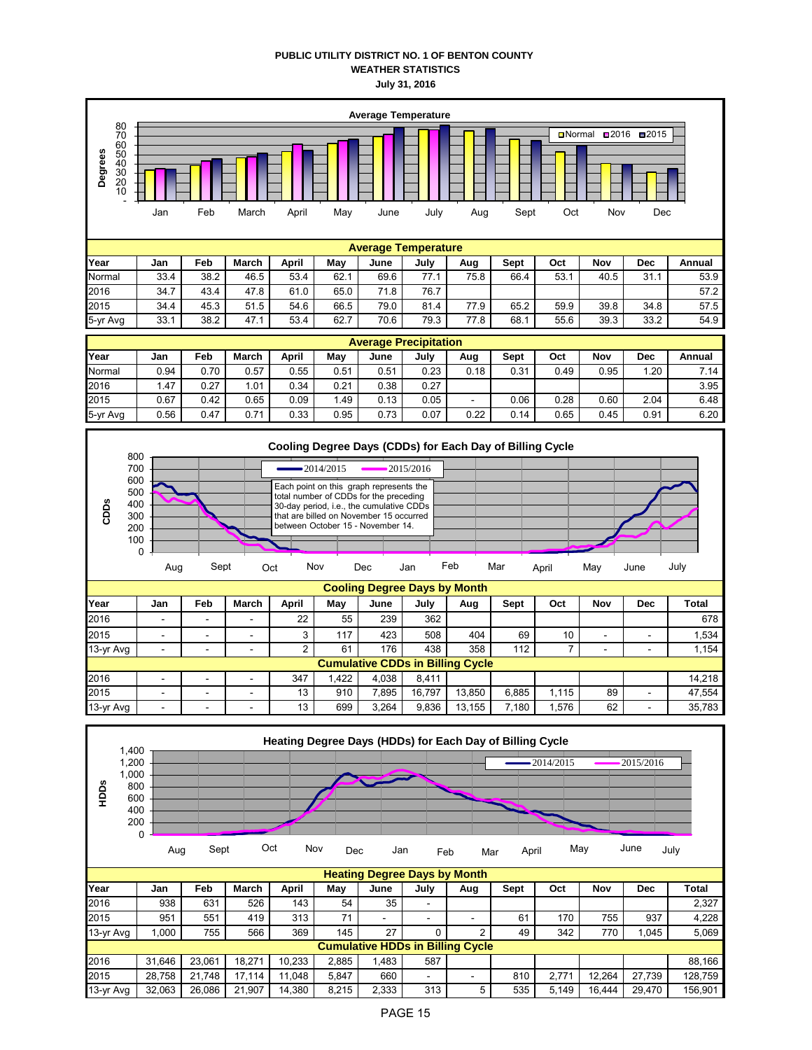**PUBLIC UTILITY DISTRICT NO. 1 OF BENTON COUNTY**
**WEATHER STATISTICS**
**July 31, 2016**

**Average Temperature**

| Year | Jan | Feb | March | April | May | June | July | Aug | Sept | Oct | Nov | Dec | Annual |
|---|---|---|---|---|---|---|---|---|---|---|---|---|---|
| Normal | 33.4 | 38.2 | 46.5 | 53.4 | 62.1 | 69.6 | 77.1 | 75.8 | 66.4 | 53.1 | 40.5 | 31.1 | 53.9 |
| 2016 | 34.7 | 43.4 | 47.8 | 61.0 | 65.0 | 71.8 | 76.7 | | | | | | 57.2 |
| 2015 | 34.4 | 45.3 | 51.5 | 54.6 | 66.5 | 79.0 | 81.4 | 77.9 | 65.2 | 59.9 | 39.8 | 34.8 | 57.5 |
| 5-yr Avg | 33.1 | 38.2 | 47.1 | 53.4 | 62.7 | 70.6 | 79.3 | 77.8 | 68.1 | 55.6 | 39.3 | 33.2 | 54.9 |

**Average Precipitation**

| Year | Jan | Feb | March | April | May | June | July | Aug | Sept | Oct | Nov | Dec | Annual |
|---|---|---|---|---|---|---|---|---|---|---|---|---|---|
| Normal | 0.94 | 0.70 | 0.57 | 0.55 | 0.51 | 0.51 | 0.23 | 0.18 | 0.31 | 0.49 | 0.95 | 1.20 | 7.14 |
| 2016 | 1.47 | 0.27 | 1.01 | 0.34 | 0.21 | 0.38 | 0.27 | | | | | | 3.95 |
| 2015 | 0.67 | 0.42 | 0.65 | 0.09 | 1.49 | 0.13 | 0.05 | - | 0.06 | 0.28 | 0.60 | 2.04 | 6.48 |
| 5-yr Avg | 0.56 | 0.47 | 0.71 | 0.33 | 0.95 | 0.73 | 0.07 | 0.22 | 0.14 | 0.65 | 0.45 | 0.91 | 6.20 |

**Cooling Degree Days (CDDs) for Each Day of Billing Cycle**

Each point on this graph represents the total number of CDDs for the preceding 30-day period, i.e., the cumulative CDDs that are billed on November 15 occurred between October 15 - November 14.

**Cooling Degree Days by Month**

| Year | Jan | Feb | March | April | May | June | July | Aug | Sept | Oct | Nov | Dec | Total |
|---|---|---|---|---|---|---|---|---|---|---|---|---|---|
| 2016 | - | - | - | 22 | 55 | 239 | 362 | | | | | | 678 |
| 2015 | - | - | - | 3 | 117 | 423 | 508 | 404 | 69 | 10 | - | - | 1,534 |
| 13-yr Avg | - | - | - | 2 | 61 | 176 | 438 | 358 | 112 | 7 | - | - | 1,154 |
| **Cumulative CDDs in Billing Cycle** | | | | | | | | | | | | | |
| 2016 | - | - | - | 347 | 1,422 | 4,038 | 8,411 | | | | | | 14,218 |
| 2015 | - | - | - | 13 | 910 | 7,895 | 16,797 | 13,850 | 6,885 | 1,115 | 89 | - | 47,554 |
| 13-yr Avg | - | - | - | 13 | 699 | 3,264 | 9,836 | 13,155 | 7,180 | 1,576 | 62 | - | 35,783 |

**Heating Degree Days (HDDs) for Each Day of Billing Cycle**

**Heating Degree Days by Month**

| Year | Jan | Feb | March | April | May | June | July | Aug | Sept | Oct | Nov | Dec | Total |
|---|---|---|---|---|---|---|---|---|---|---|---|---|---|
| 2016 | 938 | 631 | 526 | 143 | 54 | 35 | - | | | | | | 2,327 |
| 2015 | 951 | 551 | 419 | 313 | 71 | - | - | - | 61 | 170 | 755 | 937 | 4,228 |
| 13-yr Avg | 1,000 | 755 | 566 | 369 | 145 | 27 | 0 | 2 | 49 | 342 | 770 | 1,045 | 5,069 |
| **Cumulative HDDs in Billing Cycle** | | | | | | | | | | | | | |
| 2016 | 31,646 | 23,061 | 18,271 | 10,233 | 2,885 | 1,483 | 587 | | | | | | 88,166 |
| 2015 | 28,758 | 21,748 | 17,114 | 11,048 | 5,847 | 660 | - | - | 810 | 2,771 | 12,264 | 27,739 | 128,759 |
| 13-yr Avg | 32,063 | 26,086 | 21,907 | 14,380 | 8,215 | 2,333 | 313 | 5 | 535 | 5,149 | 16,444 | 29,470 | 156,901 |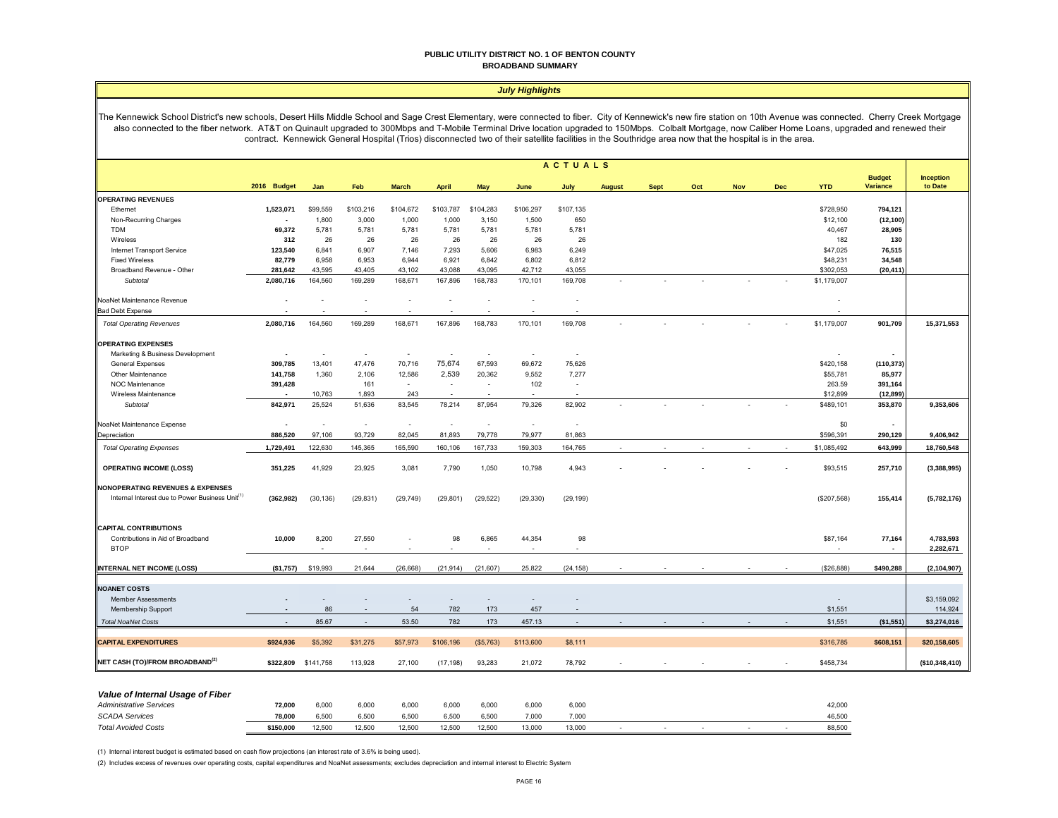**PUBLIC UTILITY DISTRICT NO. 1 OF BENTON COUNTY**

**BROADBAND SUMMARY**

***July Highlights***

The Kennewick School District's new schools, Desert Hills Middle School and Sage Crest Elementary, were connected to fiber. City of Kennewick's new fire station on 10th Avenue was connected. Cherry Creek Mortgage also connected to the fiber network. AT&T on Quinault upgraded to 300Mbps and T-Mobile Terminal Drive location upgraded to 150Mbps. Colbalt Mortgage, now Caliber Home Loans, upgraded and renewed their contract. Kennewick General Hospital (Trios) disconnected two of their satellite facilities in the Southridge area now that the hospital is in the area.

| | | ACTUALS | | | | | | | | | | | | | | |
|---|---|---|---|---|---|---|---|---|---|---|---|---|---|---|---|---|
| | 2016 Budget | Jan | Feb | March | April | May | June | July | August | Sept | Oct | Nov | Dec | YTD | Budget Variance | Inception to Date |
| **OPERATING REVENUES** | | | | | | | | | | | | | | | | |
| Ethernet | 1,523,071 | $99,559 | $103,216 | $104,672 | $103,787 | $104,283 | $106,297 | $107,135 | | | | | | $728,950 | 794,121 | |
| Non-Recurring Charges | - | 1,800 | 3,000 | 1,000 | 1,000 | 3,150 | 1,500 | 650 | | | | | | $12,100 | (12,100) | |
| TDM | 69,372 | 5,781 | 5,781 | 5,781 | 5,781 | 5,781 | 5,781 | 5,781 | | | | | | 40,467 | 28,905 | |
| Wireless | 312 | 26 | 26 | 26 | 26 | 26 | 26 | 26 | | | | | | 182 | 130 | |
| Internet Transport Service | 123,540 | 6,841 | 6,907 | 7,146 | 7,293 | 5,606 | 6,983 | 6,249 | | | | | | $47,025 | 76,515 | |
| Fixed Wireless | 82,779 | 6,958 | 6,953 | 6,944 | 6,921 | 6,842 | 6,802 | 6,812 | | | | | | $48,231 | 34,548 | |
| Broadband Revenue - Other | 281,642 | 43,595 | 43,405 | 43,102 | 43,088 | 43,095 | 42,712 | 43,055 | | | | | | $302,053 | (20,411) | |
| *Subtotal* | 2,080,716 | 164,560 | 169,289 | 168,671 | 167,896 | 168,783 | 170,101 | 169,708 | - | - | - | - | - | $1,179,007 | | |
| NoaNet Maintenance Revenue | - | - | - | - | - | - | - | - | | | | | | - | | |
| Bad Debt Expense | - | - | - | - | - | - | - | - | | | | | | - | | |
| *Total Operating Revenues* | 2,080,716 | 164,560 | 169,289 | 168,671 | 167,896 | 168,783 | 170,101 | 169,708 | - | - | - | - | - | $1,179,007 | 901,709 | 15,371,553 |
| **OPERATING EXPENSES** | | | | | | | | | | | | | | | | |
| Marketing & Business Development | - | - | - | - | - | - | - | - | | | | | | - | - | |
| General Expenses | 309,785 | 13,401 | 47,476 | 70,716 | 75,674 | 67,593 | 69,672 | 75,626 | | | | | | $420,158 | (110,373) | |
| Other Maintenance | 141,758 | 1,360 | 2,106 | 12,586 | 2,539 | 20,362 | 9,552 | 7,277 | | | | | | $55,781 | 85,977 | |
| NOC Maintenance | 391,428 | - | 161 | - | - | - | 102 | - | | | | | | 263.59 | 391,164 | |
| Wireless Maintenance | - | 10,763 | 1,893 | 243 | - | - | - | - | | | | | | $12,899 | (12,899) | |
| *Subtotal* | 842,971 | 25,524 | 51,636 | 83,545 | 78,214 | 87,954 | 79,326 | 82,902 | - | - | - | - | - | $489,101 | 353,870 | 9,353,606 |
| NoaNet Maintenance Expense | - | - | - | - | - | - | - | - | | | | | | $0 | - | |
| Depreciation | 886,520 | 97,106 | 93,729 | 82,045 | 81,893 | 79,778 | 79,977 | 81,863 | | | | | | $596,391 | 290,129 | 9,406,942 |
| *Total Operating Expenses* | 1,729,491 | 122,630 | 145,365 | 165,590 | 160,106 | 167,733 | 159,303 | 164,765 | - | - | - | - | - | $1,085,492 | 643,999 | 18,760,548 |
| **OPERATING INCOME (LOSS)** | 351,225 | 41,929 | 23,925 | 3,081 | 7,790 | 1,050 | 10,798 | 4,943 | - | - | - | - | - | $93,515 | 257,710 | (3,388,995) |
| **NONOPERATING REVENUES & EXPENSES** | | | | | | | | | | | | | | | | |
| Internal Interest due to Power Business Unit[1] | (362,982) | (30,136) | (29,831) | (29,749) | (29,801) | (29,522) | (29,330) | (29,199) | | | | | | ($207,568) | 155,414 | (5,782,176) |
| **CAPITAL CONTRIBUTIONS** | | | | | | | | | | | | | | | | |
| Contributions in Aid of Broadband | 10,000 | 8,200 | 27,550 | - | 98 | 6,865 | 44,354 | 98 | | | | | | $87,164 | 77,164 | 4,783,593 |
| BTOP | | - | - | - | - | - | - | - | | | | | | - | - | 2,282,671 |
| **INTERNAL NET INCOME (LOSS)** | ($1,757) | $19,993 | 21,644 | (26,668) | (21,914) | (21,607) | 25,822 | (24,158) | - | - | - | - | - | ($26,888) | $490,288 | (2,104,907) |
| **NOANET COSTS** | | | | | | | | | | | | | | | | |
| Member Assessments | - | - | - | - | - | - | - | - | | | | | | - | | $3,159,092 |
| Membership Support | - | 86 | - | 54 | 782 | 173 | 457 | - | | | | | | $1,551 | | 114,924 |
| *Total NoaNet Costs* | - | 85.67 | - | 53.50 | 782 | 173 | 457.13 | - | - | - | - | - | - | $1,551 | ($1,551) | $3,274,016 |
| **CAPITAL EXPENDITURES** | $924,936 | $5,392 | $31,275 | $57,973 | $106,196 | ($5,763) | $113,600 | $8,111 | | | | | | $316,785 | $608,151 | $20,158,605 |
| **NET CASH (TO)/FROM BROADBAND[2]** | $322,809 | $141,758 | 113,928 | 27,100 | (17,198) | 93,283 | 21,072 | 78,792 | - | - | - | - | - | $458,734 | | ($10,348,410) |

***Value of Internal Usage of Fiber***

| | 2016 Budget | Jan | Feb | March | April | May | June | July | August | Sept | Oct | Nov | Dec | YTD |
|---|---|---|---|---|---|---|---|---|---|---|---|---|---|---|
| *Administrative Services* | 72,000 | 6,000 | 6,000 | 6,000 | 6,000 | 6,000 | 6,000 | 6,000 | | | | | | 42,000 |
| *SCADA Services* | 78,000 | 6,500 | 6,500 | 6,500 | 6,500 | 6,500 | 7,000 | 7,000 | | | | | | 46,500 |
| *Total Avoided Costs* | $150,000 | 12,500 | 12,500 | 12,500 | 12,500 | 12,500 | 13,000 | 13,000 | - | - | - | - | - | 88,500 |

(1) Internal interest budget is estimated based on cash flow projections (an interest rate of 3.6% is being used).

(2) Includes excess of revenues over operating costs, capital expenditures and NoaNet assessments; excludes depreciation and internal interest to Electric System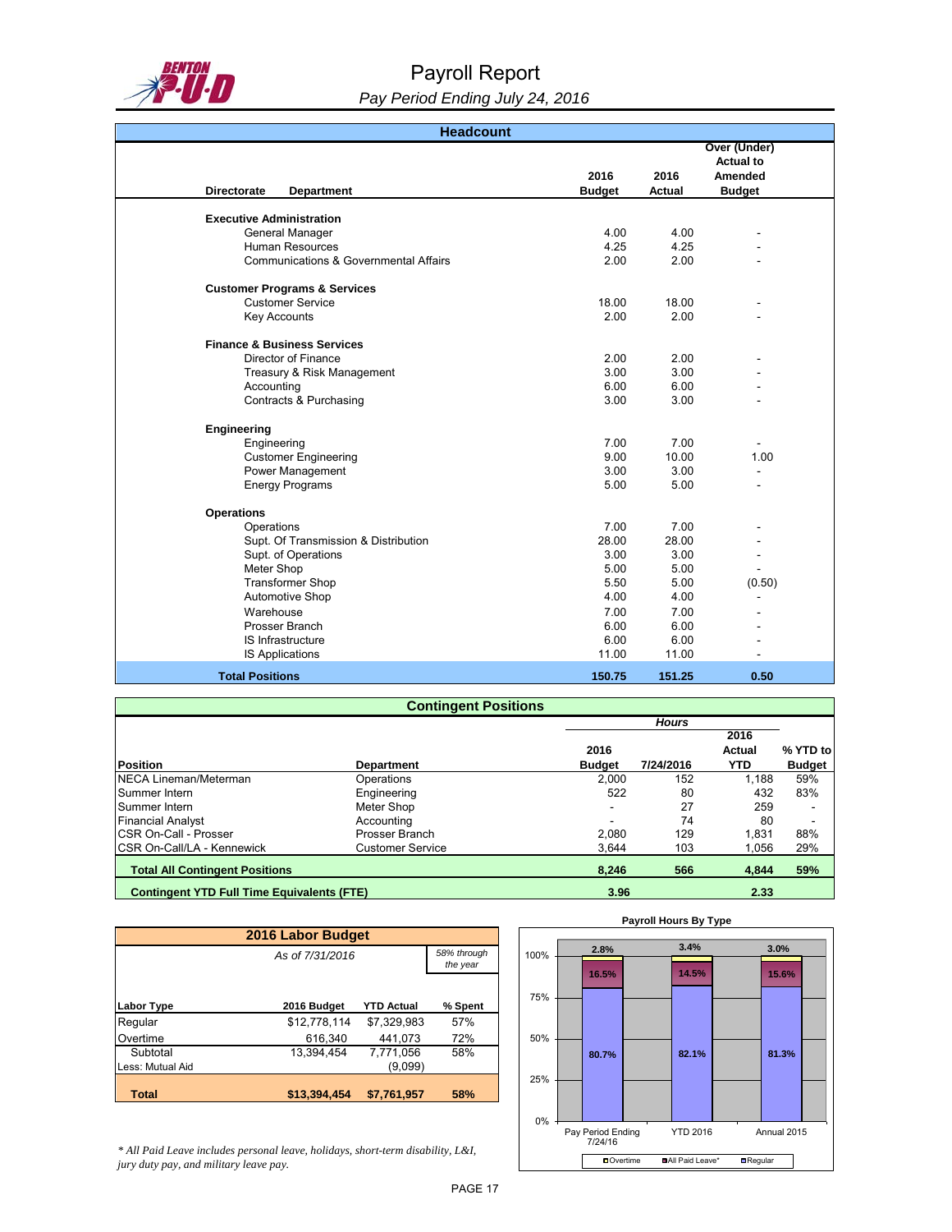# Payroll Report

*Pay Period Ending July 24, 2016*

## Headcount

| Directorate / Department | 2016 Budget | 2016 Actual | Over (Under) Actual to Amended Budget |
|---|---|---|---|
| **Executive Administration** | | | |
| General Manager | 4.00 | 4.00 | - |
| Human Resources | 4.25 | 4.25 | - |
| Communications & Governmental Affairs | 2.00 | 2.00 | - |
| **Customer Programs & Services** | | | |
| Customer Service | 18.00 | 18.00 | - |
| Key Accounts | 2.00 | 2.00 | - |
| **Finance & Business Services** | | | |
| Director of Finance | 2.00 | 2.00 | - |
| Treasury & Risk Management | 3.00 | 3.00 | - |
| Accounting | 6.00 | 6.00 | - |
| Contracts & Purchasing | 3.00 | 3.00 | - |
| **Engineering** | | | |
| Engineering | 7.00 | 7.00 | - |
| Customer Engineering | 9.00 | 10.00 | 1.00 |
| Power Management | 3.00 | 3.00 | - |
| Energy Programs | 5.00 | 5.00 | - |
| **Operations** | | | |
| Operations | 7.00 | 7.00 | - |
| Supt. Of Transmission & Distribution | 28.00 | 28.00 | - |
| Supt. of Operations | 3.00 | 3.00 | - |
| Meter Shop | 5.00 | 5.00 | - |
| Transformer Shop | 5.50 | 5.00 | (0.50) |
| Automotive Shop | 4.00 | 4.00 | - |
| Warehouse | 7.00 | 7.00 | - |
| Prosser Branch | 6.00 | 6.00 | - |
| IS Infrastructure | 6.00 | 6.00 | - |
| IS Applications | 11.00 | 11.00 | - |
| **Total Positions** | **150.75** | **151.25** | **0.50** |

## Contingent Positions

| Position | Department | Hours: 2016 Budget | Hours: 7/24/2016 | Hours: 2016 Actual YTD | % YTD to Budget |
|---|---|---|---|---|---|
| NECA Lineman/Meterman | Operations | 2,000 | 152 | 1,188 | 59% |
| Summer Intern | Engineering | 522 | 80 | 432 | 83% |
| Summer Intern | Meter Shop | - | 27 | 259 | - |
| Financial Analyst | Accounting | - | 74 | 80 | - |
| CSR On-Call - Prosser | Prosser Branch | 2,080 | 129 | 1,831 | 88% |
| CSR On-Call/LA - Kennewick | Customer Service | 3,644 | 103 | 1,056 | 29% |
| **Total All Contingent Positions** | | **8,246** | **566** | **4,844** | **59%** |
| **Contingent YTD Full Time Equivalents (FTE)** | | **3.96** | | **2.33** | |

## 2016 Labor Budget

*As of 7/31/2016* — *58% through the year*

| Labor Type | 2016 Budget | YTD Actual | % Spent |
|---|---|---|---|
| Regular | $12,778,114 | $7,329,983 | 57% |
| Overtime | 616,340 | 441,073 | 72% |
| Subtotal | 13,394,454 | 7,771,056 | 58% |
| Less: Mutual Aid | | (9,099) | |
| **Total** | **$13,394,454** | **$7,761,957** | **58%** |

**Payroll Hours By Type**

100%
75%
50%
25%
0%

Pay Period Ending 7/24/16: 2.8%, 16.5%, 80.7%
YTD 2016: 3.4%, 14.5%, 82.1%
Annual 2015: 3.0%, 15.6%, 81.3%

Overtime, All Paid Leave*, Regular

*\* All Paid Leave includes personal leave, holidays, short-term disability, L&I, jury duty pay, and military leave pay.*